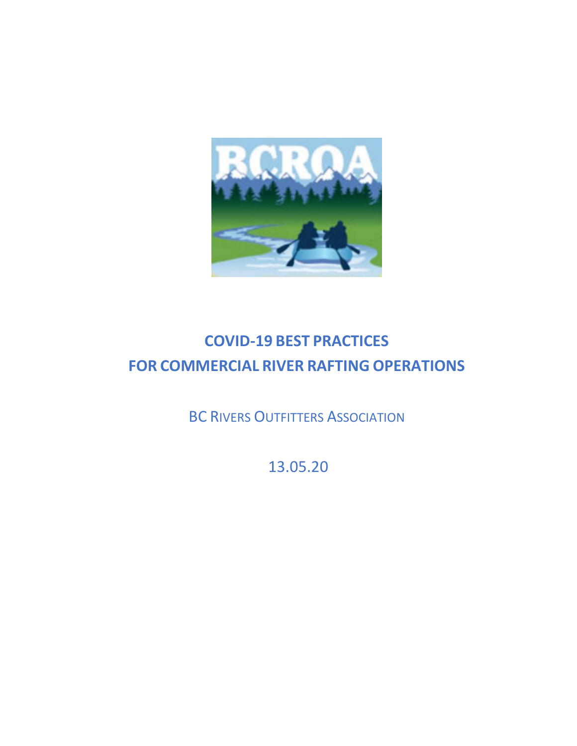# COVID-19 BEST PRACTICES
# FOR COMMERCIAL RIVER RAFTING OPERATIONS

BC RIVERS OUTFITTERS ASSOCIATION

13.05.20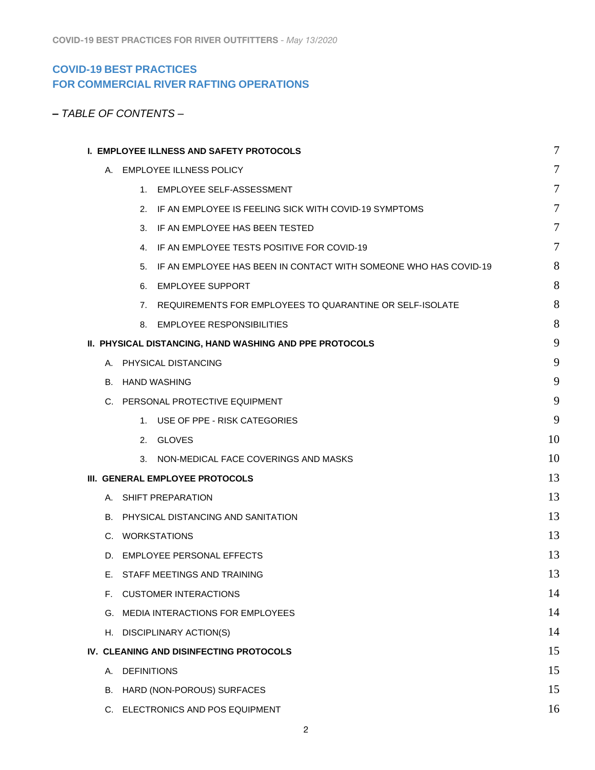## COVID-19 BEST PRACTICES
## FOR COMMERCIAL RIVER RAFTING OPERATIONS

*– TABLE OF CONTENTS –*

| | |
|---|---|
| **I. EMPLOYEE ILLNESS AND SAFETY PROTOCOLS** | 7 |
| A. EMPLOYEE ILLNESS POLICY | 7 |
| 1. EMPLOYEE SELF-ASSESSMENT | 7 |
| 2. IF AN EMPLOYEE IS FEELING SICK WITH COVID-19 SYMPTOMS | 7 |
| 3. IF AN EMPLOYEE HAS BEEN TESTED | 7 |
| 4. IF AN EMPLOYEE TESTS POSITIVE FOR COVID-19 | 7 |
| 5. IF AN EMPLOYEE HAS BEEN IN CONTACT WITH SOMEONE WHO HAS COVID-19 | 8 |
| 6. EMPLOYEE SUPPORT | 8 |
| 7. REQUIREMENTS FOR EMPLOYEES TO QUARANTINE OR SELF-ISOLATE | 8 |
| 8. EMPLOYEE RESPONSIBILITIES | 8 |
| **II. PHYSICAL DISTANCING, HAND WASHING AND PPE PROTOCOLS** | 9 |
| A. PHYSICAL DISTANCING | 9 |
| B. HAND WASHING | 9 |
| C. PERSONAL PROTECTIVE EQUIPMENT | 9 |
| 1. USE OF PPE - RISK CATEGORIES | 9 |
| 2. GLOVES | 10 |
| 3. NON-MEDICAL FACE COVERINGS AND MASKS | 10 |
| **III. GENERAL EMPLOYEE PROTOCOLS** | 13 |
| A. SHIFT PREPARATION | 13 |
| B. PHYSICAL DISTANCING AND SANITATION | 13 |
| C. WORKSTATIONS | 13 |
| D. EMPLOYEE PERSONAL EFFECTS | 13 |
| E. STAFF MEETINGS AND TRAINING | 13 |
| F. CUSTOMER INTERACTIONS | 14 |
| G. MEDIA INTERACTIONS FOR EMPLOYEES | 14 |
| H. DISCIPLINARY ACTION(S) | 14 |
| **IV. CLEANING AND DISINFECTING PROTOCOLS** | 15 |
| A. DEFINITIONS | 15 |
| B. HARD (NON-POROUS) SURFACES | 15 |
| C. ELECTRONICS AND POS EQUIPMENT | 16 |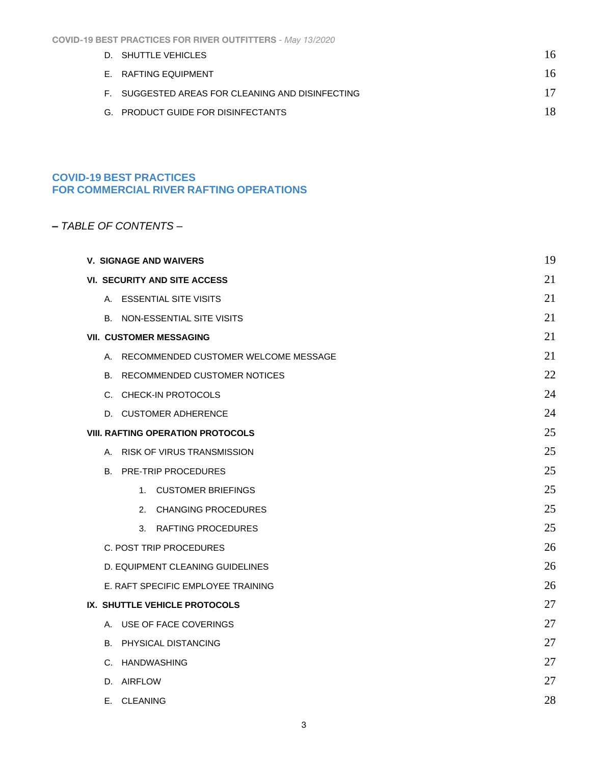| | |
|---|---|
| D. SHUTTLE VEHICLES | 16 |
| E. RAFTING EQUIPMENT | 16 |
| F. SUGGESTED AREAS FOR CLEANING AND DISINFECTING | 17 |
| G. PRODUCT GUIDE FOR DISINFECTANTS | 18 |

## COVID-19 BEST PRACTICES FOR COMMERCIAL RIVER RAFTING OPERATIONS

*– TABLE OF CONTENTS –*

| | |
|---|---|
| **V. SIGNAGE AND WAIVERS** | 19 |
| **VI. SECURITY AND SITE ACCESS** | 21 |
| A. ESSENTIAL SITE VISITS | 21 |
| B. NON-ESSENTIAL SITE VISITS | 21 |
| **VII. CUSTOMER MESSAGING** | 21 |
| A. RECOMMENDED CUSTOMER WELCOME MESSAGE | 21 |
| B. RECOMMENDED CUSTOMER NOTICES | 22 |
| C. CHECK-IN PROTOCOLS | 24 |
| D. CUSTOMER ADHERENCE | 24 |
| **VIII. RAFTING OPERATION PROTOCOLS** | 25 |
| A. RISK OF VIRUS TRANSMISSION | 25 |
| B. PRE-TRIP PROCEDURES | 25 |
| 1. CUSTOMER BRIEFINGS | 25 |
| 2. CHANGING PROCEDURES | 25 |
| 3. RAFTING PROCEDURES | 25 |
| C. POST TRIP PROCEDURES | 26 |
| D. EQUIPMENT CLEANING GUIDELINES | 26 |
| E. RAFT SPECIFIC EMPLOYEE TRAINING | 26 |
| **IX. SHUTTLE VEHICLE PROTOCOLS** | 27 |
| A. USE OF FACE COVERINGS | 27 |
| B. PHYSICAL DISTANCING | 27 |
| C. HANDWASHING | 27 |
| D. AIRFLOW | 27 |
| E. CLEANING | 28 |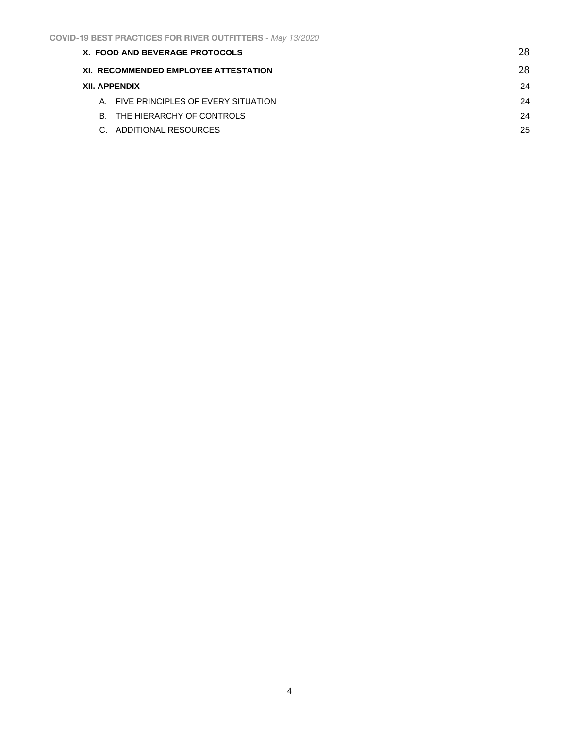X. FOOD AND BEVERAGE PROTOCOLS 28

XI. RECOMMENDED EMPLOYEE ATTESTATION 28

XII. APPENDIX 24

A. FIVE PRINCIPLES OF EVERY SITUATION 24

B. THE HIERARCHY OF CONTROLS 24

C. ADDITIONAL RESOURCES 25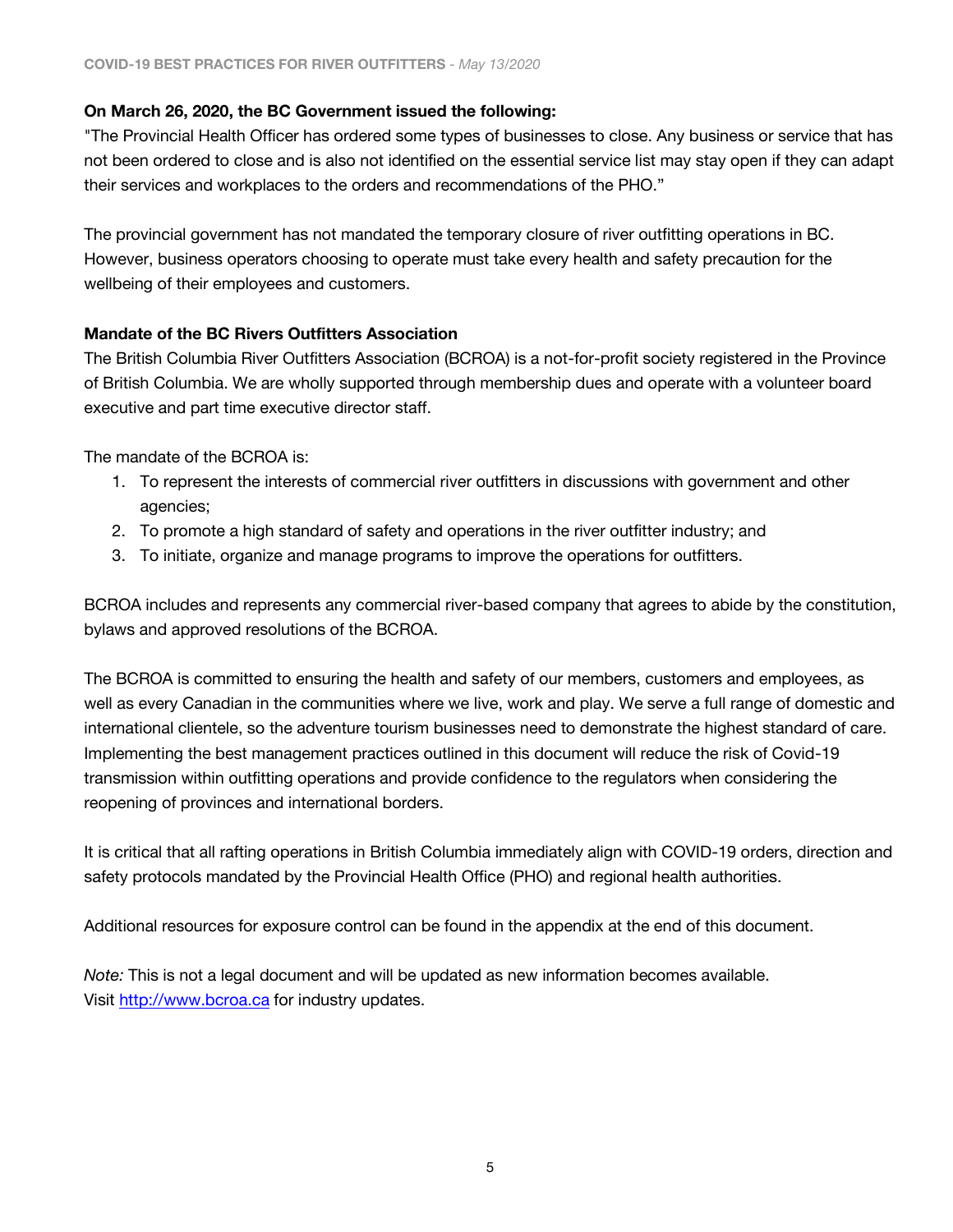**On March 26, 2020, the BC Government issued the following:**

"The Provincial Health Officer has ordered some types of businesses to close. Any business or service that has not been ordered to close and is also not identified on the essential service list may stay open if they can adapt their services and workplaces to the orders and recommendations of the PHO."

The provincial government has not mandated the temporary closure of river outfitting operations in BC. However, business operators choosing to operate must take every health and safety precaution for the wellbeing of their employees and customers.

**Mandate of the BC Rivers Outfitters Association**

The British Columbia River Outfitters Association (BCROA) is a not-for-profit society registered in the Province of British Columbia. We are wholly supported through membership dues and operate with a volunteer board executive and part time executive director staff.

The mandate of the BCROA is:

1. To represent the interests of commercial river outfitters in discussions with government and other agencies;
2. To promote a high standard of safety and operations in the river outfitter industry; and
3. To initiate, organize and manage programs to improve the operations for outfitters.

BCROA includes and represents any commercial river-based company that agrees to abide by the constitution, bylaws and approved resolutions of the BCROA.

The BCROA is committed to ensuring the health and safety of our members, customers and employees, as well as every Canadian in the communities where we live, work and play. We serve a full range of domestic and international clientele, so the adventure tourism businesses need to demonstrate the highest standard of care. Implementing the best management practices outlined in this document will reduce the risk of Covid-19 transmission within outfitting operations and provide confidence to the regulators when considering the reopening of provinces and international borders.

It is critical that all rafting operations in British Columbia immediately align with COVID-19 orders, direction and safety protocols mandated by the Provincial Health Office (PHO) and regional health authorities.

Additional resources for exposure control can be found in the appendix at the end of this document.

*Note:* This is not a legal document and will be updated as new information becomes available. Visit [http://www.bcroa.ca](http://www.bcroa.ca) for industry updates.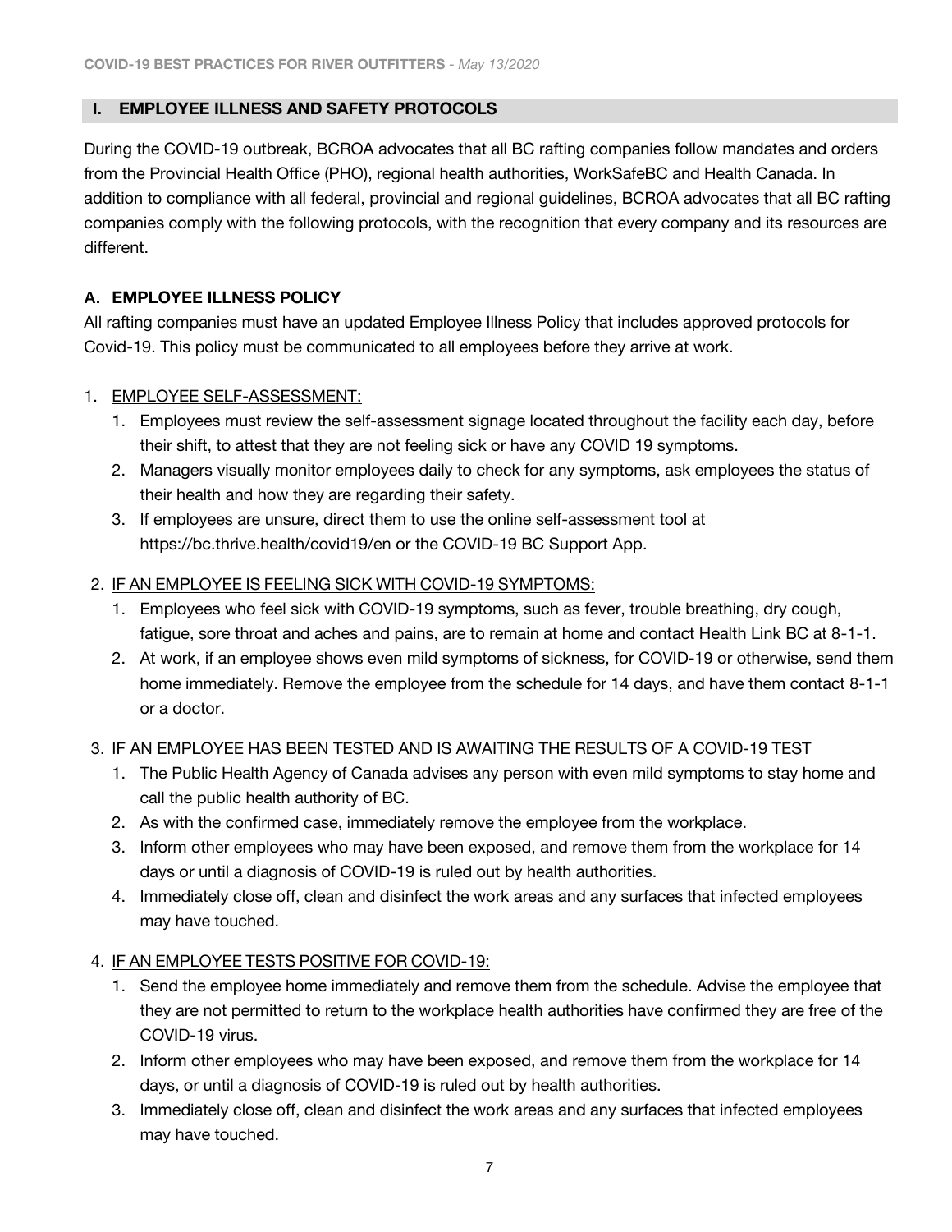## I. EMPLOYEE ILLNESS AND SAFETY PROTOCOLS

During the COVID-19 outbreak, BCROA advocates that all BC rafting companies follow mandates and orders from the Provincial Health Office (PHO), regional health authorities, WorkSafeBC and Health Canada. In addition to compliance with all federal, provincial and regional guidelines, BCROA advocates that all BC rafting companies comply with the following protocols, with the recognition that every company and its resources are different.

### A. EMPLOYEE ILLNESS POLICY

All rafting companies must have an updated Employee Illness Policy that includes approved protocols for Covid-19. This policy must be communicated to all employees before they arrive at work.

1. EMPLOYEE SELF-ASSESSMENT:
    1. Employees must review the self-assessment signage located throughout the facility each day, before their shift, to attest that they are not feeling sick or have any COVID 19 symptoms.
    2. Managers visually monitor employees daily to check for any symptoms, ask employees the status of their health and how they are regarding their safety.
    3. If employees are unsure, direct them to use the online self-assessment tool at https://bc.thrive.health/covid19/en or the COVID-19 BC Support App.

2. IF AN EMPLOYEE IS FEELING SICK WITH COVID-19 SYMPTOMS:
    1. Employees who feel sick with COVID-19 symptoms, such as fever, trouble breathing, dry cough, fatigue, sore throat and aches and pains, are to remain at home and contact Health Link BC at 8-1-1.
    2. At work, if an employee shows even mild symptoms of sickness, for COVID-19 or otherwise, send them home immediately. Remove the employee from the schedule for 14 days, and have them contact 8-1-1 or a doctor.

3. IF AN EMPLOYEE HAS BEEN TESTED AND IS AWAITING THE RESULTS OF A COVID-19 TEST
    1. The Public Health Agency of Canada advises any person with even mild symptoms to stay home and call the public health authority of BC.
    2. As with the confirmed case, immediately remove the employee from the workplace.
    3. Inform other employees who may have been exposed, and remove them from the workplace for 14 days or until a diagnosis of COVID-19 is ruled out by health authorities.
    4. Immediately close off, clean and disinfect the work areas and any surfaces that infected employees may have touched.

4. IF AN EMPLOYEE TESTS POSITIVE FOR COVID-19:
    1. Send the employee home immediately and remove them from the schedule. Advise the employee that they are not permitted to return to the workplace health authorities have confirmed they are free of the COVID-19 virus.
    2. Inform other employees who may have been exposed, and remove them from the workplace for 14 days, or until a diagnosis of COVID-19 is ruled out by health authorities.
    3. Immediately close off, clean and disinfect the work areas and any surfaces that infected employees may have touched.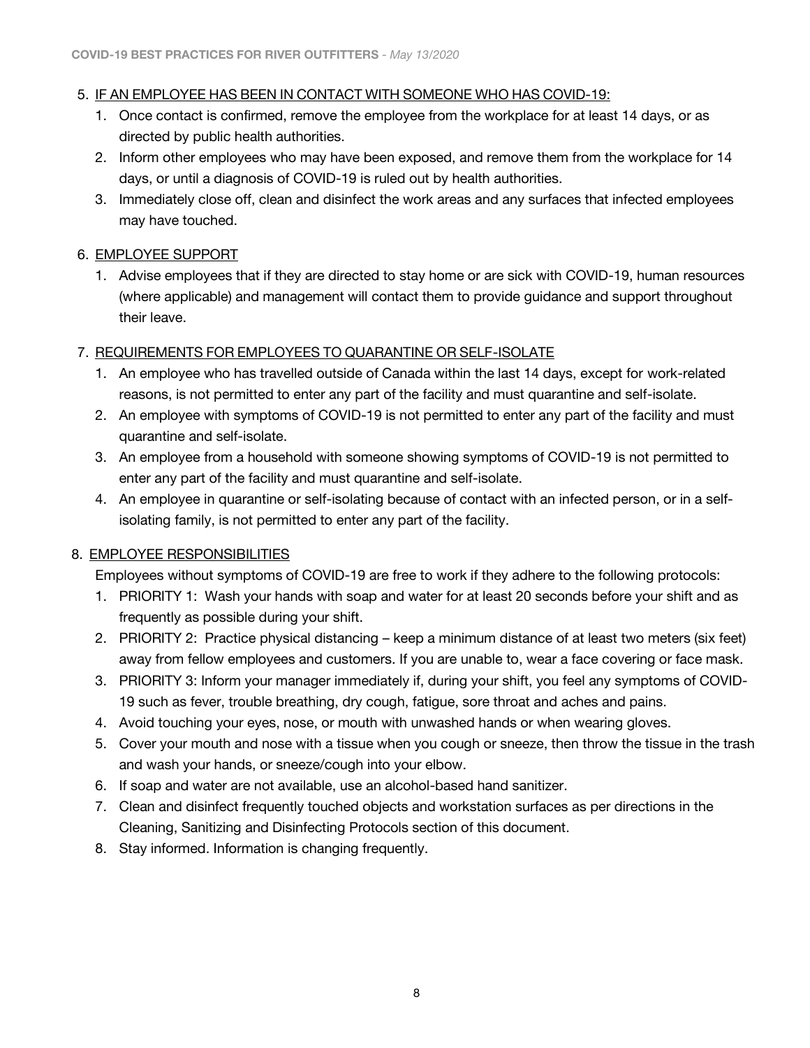5. IF AN EMPLOYEE HAS BEEN IN CONTACT WITH SOMEONE WHO HAS COVID-19:
    1. Once contact is confirmed, remove the employee from the workplace for at least 14 days, or as directed by public health authorities.
    2. Inform other employees who may have been exposed, and remove them from the workplace for 14 days, or until a diagnosis of COVID-19 is ruled out by health authorities.
    3. Immediately close off, clean and disinfect the work areas and any surfaces that infected employees may have touched.

6. EMPLOYEE SUPPORT
    1. Advise employees that if they are directed to stay home or are sick with COVID-19, human resources (where applicable) and management will contact them to provide guidance and support throughout their leave.

7. REQUIREMENTS FOR EMPLOYEES TO QUARANTINE OR SELF-ISOLATE
    1. An employee who has travelled outside of Canada within the last 14 days, except for work-related reasons, is not permitted to enter any part of the facility and must quarantine and self-isolate.
    2. An employee with symptoms of COVID-19 is not permitted to enter any part of the facility and must quarantine and self-isolate.
    3. An employee from a household with someone showing symptoms of COVID-19 is not permitted to enter any part of the facility and must quarantine and self-isolate.
    4. An employee in quarantine or self-isolating because of contact with an infected person, or in a self-isolating family, is not permitted to enter any part of the facility.

8. EMPLOYEE RESPONSIBILITIES

    Employees without symptoms of COVID-19 are free to work if they adhere to the following protocols:

    1. PRIORITY 1: Wash your hands with soap and water for at least 20 seconds before your shift and as frequently as possible during your shift.
    2. PRIORITY 2: Practice physical distancing – keep a minimum distance of at least two meters (six feet) away from fellow employees and customers. If you are unable to, wear a face covering or face mask.
    3. PRIORITY 3: Inform your manager immediately if, during your shift, you feel any symptoms of COVID-19 such as fever, trouble breathing, dry cough, fatigue, sore throat and aches and pains.
    4. Avoid touching your eyes, nose, or mouth with unwashed hands or when wearing gloves.
    5. Cover your mouth and nose with a tissue when you cough or sneeze, then throw the tissue in the trash and wash your hands, or sneeze/cough into your elbow.
    6. If soap and water are not available, use an alcohol-based hand sanitizer.
    7. Clean and disinfect frequently touched objects and workstation surfaces as per directions in the Cleaning, Sanitizing and Disinfecting Protocols section of this document.
    8. Stay informed. Information is changing frequently.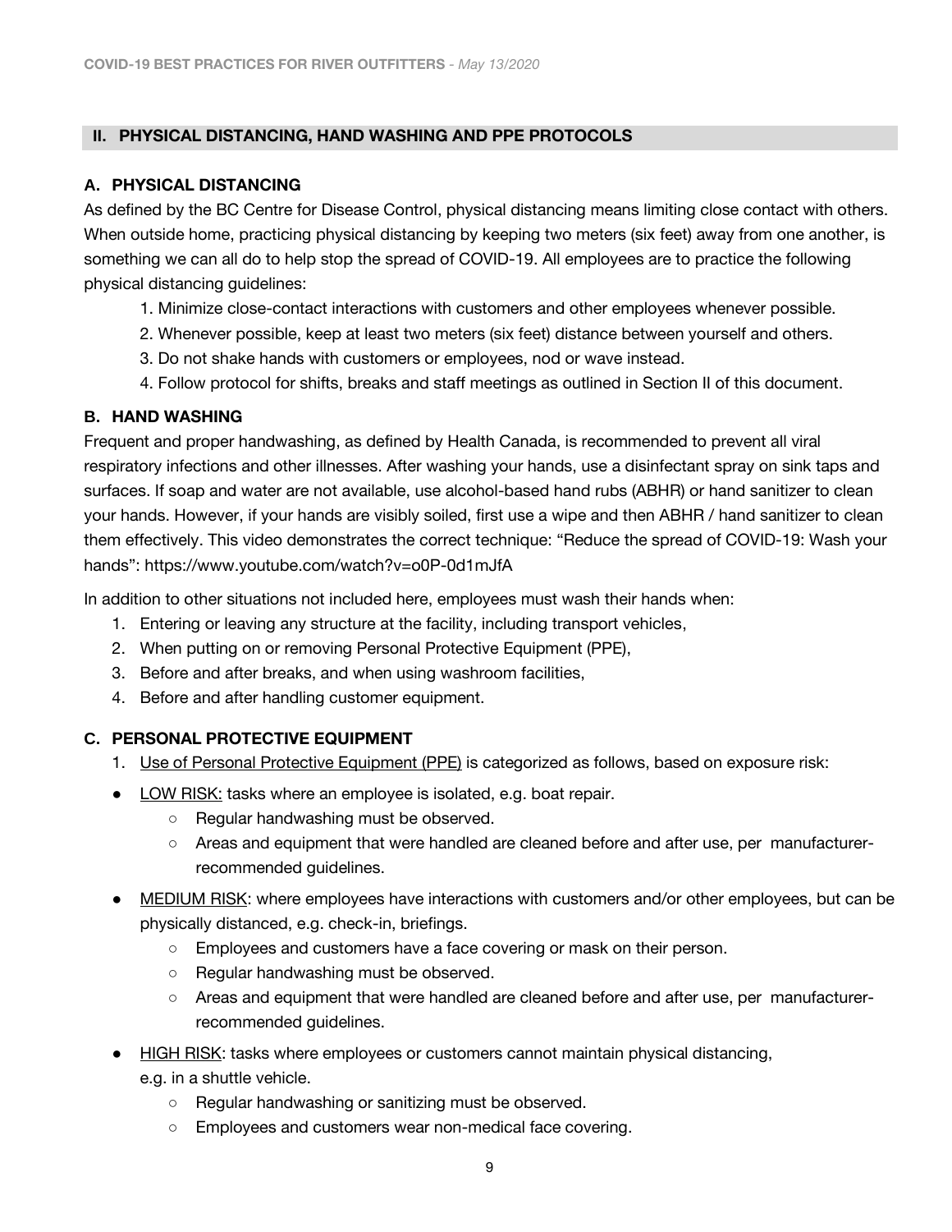## II. PHYSICAL DISTANCING, HAND WASHING AND PPE PROTOCOLS

### A. PHYSICAL DISTANCING

As defined by the BC Centre for Disease Control, physical distancing means limiting close contact with others. When outside home, practicing physical distancing by keeping two meters (six feet) away from one another, is something we can all do to help stop the spread of COVID-19. All employees are to practice the following physical distancing guidelines:

1. Minimize close-contact interactions with customers and other employees whenever possible.
2. Whenever possible, keep at least two meters (six feet) distance between yourself and others.
3. Do not shake hands with customers or employees, nod or wave instead.
4. Follow protocol for shifts, breaks and staff meetings as outlined in Section II of this document.

### B. HAND WASHING

Frequent and proper handwashing, as defined by Health Canada, is recommended to prevent all viral respiratory infections and other illnesses. After washing your hands, use a disinfectant spray on sink taps and surfaces. If soap and water are not available, use alcohol-based hand rubs (ABHR) or hand sanitizer to clean your hands. However, if your hands are visibly soiled, first use a wipe and then ABHR / hand sanitizer to clean them effectively. This video demonstrates the correct technique: "Reduce the spread of COVID-19: Wash your hands": https://www.youtube.com/watch?v=o0P-0d1mJfA

In addition to other situations not included here, employees must wash their hands when:

1. Entering or leaving any structure at the facility, including transport vehicles,
2. When putting on or removing Personal Protective Equipment (PPE),
3. Before and after breaks, and when using washroom facilities,
4. Before and after handling customer equipment.

### C. PERSONAL PROTECTIVE EQUIPMENT

1. Use of Personal Protective Equipment (PPE) is categorized as follows, based on exposure risk:

- LOW RISK: tasks where an employee is isolated, e.g. boat repair.
    - Regular handwashing must be observed.
    - Areas and equipment that were handled are cleaned before and after use, per manufacturer-recommended guidelines.
- MEDIUM RISK: where employees have interactions with customers and/or other employees, but can be physically distanced, e.g. check-in, briefings.
    - Employees and customers have a face covering or mask on their person.
    - Regular handwashing must be observed.
    - Areas and equipment that were handled are cleaned before and after use, per manufacturer-recommended guidelines.
- HIGH RISK: tasks where employees or customers cannot maintain physical distancing, e.g. in a shuttle vehicle.
    - Regular handwashing or sanitizing must be observed.
    - Employees and customers wear non-medical face covering.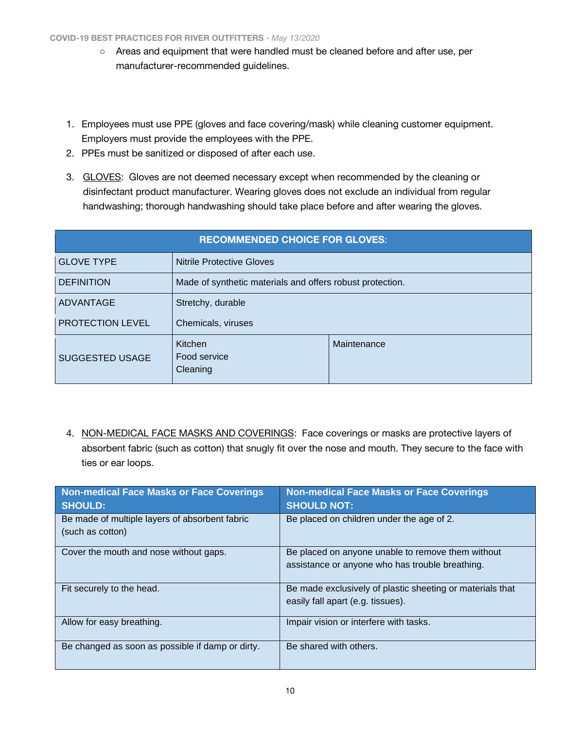- Areas and equipment that were handled must be cleaned before and after use, per manufacturer-recommended guidelines.

1. Employees must use PPE (gloves and face covering/mask) while cleaning customer equipment. Employers must provide the employees with the PPE.
2. PPEs must be sanitized or disposed of after each use.
3. <u>GLOVES</u>: Gloves are not deemed necessary except when recommended by the cleaning or disinfectant product manufacturer. Wearing gloves does not exclude an individual from regular handwashing; thorough handwashing should take place before and after wearing the gloves.

| **RECOMMENDED CHOICE FOR GLOVES**: | | |
|---|---|---|
| GLOVE TYPE | Nitrile Protective Gloves | |
| DEFINITION | Made of synthetic materials and offers robust protection. | |
| ADVANTAGE | Stretchy, durable | |
| PROTECTION LEVEL | Chemicals, viruses | |
| SUGGESTED USAGE | Kitchen<br>Food service<br>Cleaning | Maintenance |

4. <u>NON-MEDICAL FACE MASKS AND COVERINGS</u>: Face coverings or masks are protective layers of absorbent fabric (such as cotton) that snugly fit over the nose and mouth. They secure to the face with ties or ear loops.

| **Non-medical Face Masks or Face Coverings SHOULD:** | **Non-medical Face Masks or Face Coverings SHOULD NOT:** |
|---|---|
| Be made of multiple layers of absorbent fabric (such as cotton) | Be placed on children under the age of 2. |
| Cover the mouth and nose without gaps. | Be placed on anyone unable to remove them without assistance or anyone who has trouble breathing. |
| Fit securely to the head. | Be made exclusively of plastic sheeting or materials that easily fall apart (e.g. tissues). |
| Allow for easy breathing. | Impair vision or interfere with tasks. |
| Be changed as soon as possible if damp or dirty. | Be shared with others. |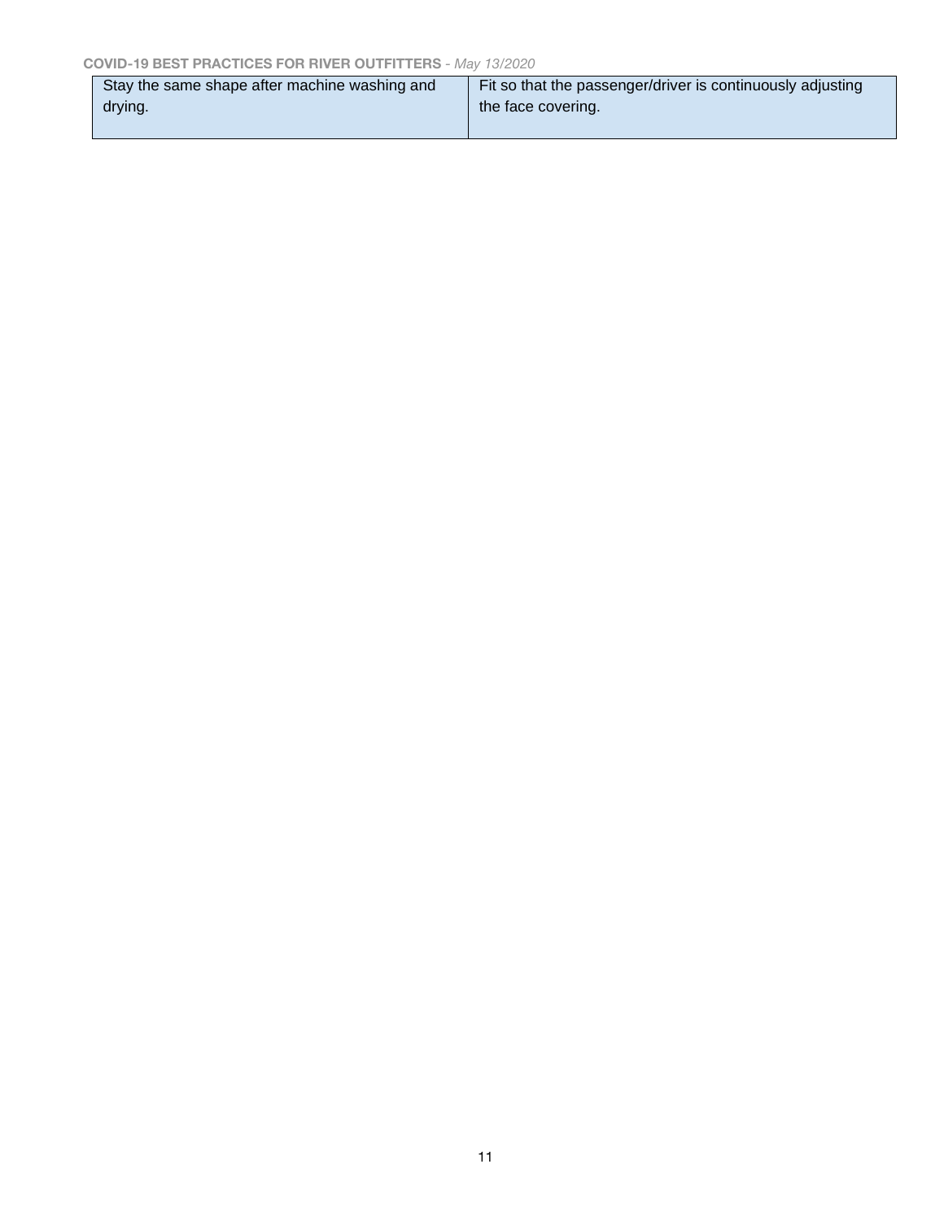| | |
|---|---|
| Stay the same shape after machine washing and drying. | Fit so that the passenger/driver is continuously adjusting the face covering. |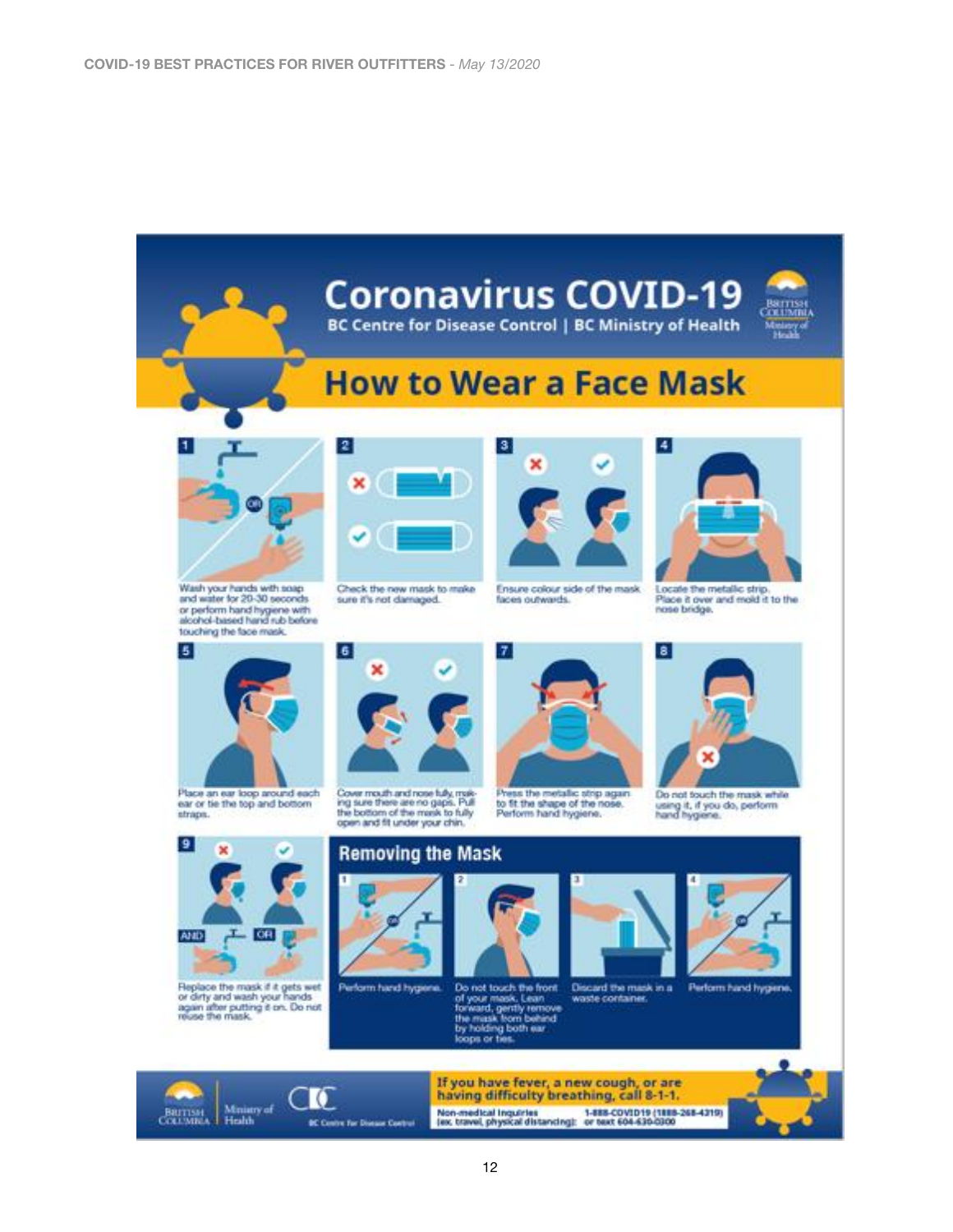# Coronavirus COVID-19

BC Centre for Disease Control | BC Ministry of Health

## How to Wear a Face Mask

1. Wash your hands with soap and water for 20-30 seconds or perform hand hygiene with alcohol-based hand rub before touching the face mask.
2. Check the new mask to make sure it's not damaged.
3. Ensure colour side of the mask faces outwards.
4. Locate the metallic strip. Place it over and mold it to the nose bridge.
5. Place an ear loop around each ear or tie the top and bottom straps.
6. Cover mouth and nose fully, making sure there are no gaps. Pull the bottom of the mask to fully open and fit under your chin.
7. Press the metallic strip again to fit the shape of the nose. Perform hand hygiene.
8. Do not touch the mask while using it, if you do, perform hand hygiene.
9. Replace the mask if it gets wet or dirty and wash your hands again after putting it on. Do not reuse the mask.

### Removing the Mask

1. Perform hand hygiene.
2. Do not touch the front of your mask. Lean forward, gently remove the mask from behind by holding both ear loops or ties.
3. Discard the mask in a waste container.
4. Perform hand hygiene.

**If you have fever, a new cough, or are having difficulty breathing, call 8-1-1.**

Non-medical inquiries (ex. travel, physical distancing): 1-888-COVID19 (1888-268-4319) or text 604-630-0300

British Columbia Ministry of Health | BC Centre for Disease Control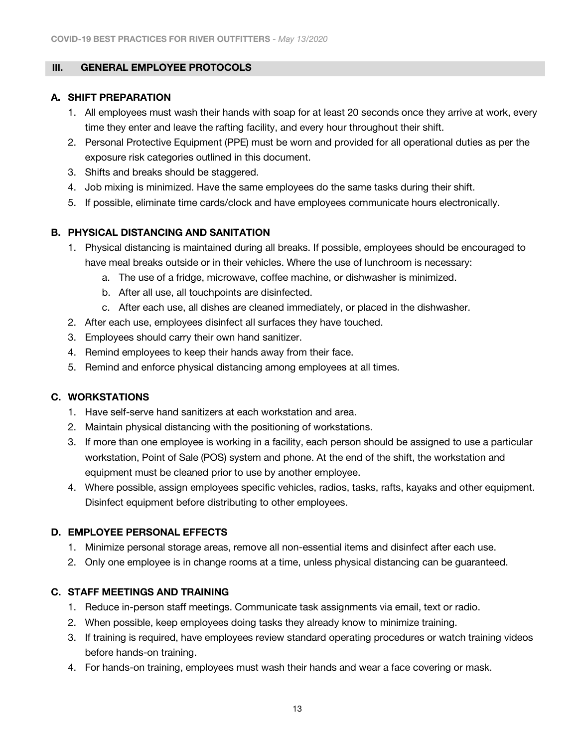## III. GENERAL EMPLOYEE PROTOCOLS

### A. SHIFT PREPARATION

1. All employees must wash their hands with soap for at least 20 seconds once they arrive at work, every time they enter and leave the rafting facility, and every hour throughout their shift.
2. Personal Protective Equipment (PPE) must be worn and provided for all operational duties as per the exposure risk categories outlined in this document.
3. Shifts and breaks should be staggered.
4. Job mixing is minimized. Have the same employees do the same tasks during their shift.
5. If possible, eliminate time cards/clock and have employees communicate hours electronically.

### B. PHYSICAL DISTANCING AND SANITATION

1. Physical distancing is maintained during all breaks. If possible, employees should be encouraged to have meal breaks outside or in their vehicles. Where the use of lunchroom is necessary:
    a. The use of a fridge, microwave, coffee machine, or dishwasher is minimized.
    b. After all use, all touchpoints are disinfected.
    c. After each use, all dishes are cleaned immediately, or placed in the dishwasher.
2. After each use, employees disinfect all surfaces they have touched.
3. Employees should carry their own hand sanitizer.
4. Remind employees to keep their hands away from their face.
5. Remind and enforce physical distancing among employees at all times.

### C. WORKSTATIONS

1. Have self-serve hand sanitizers at each workstation and area.
2. Maintain physical distancing with the positioning of workstations.
3. If more than one employee is working in a facility, each person should be assigned to use a particular workstation, Point of Sale (POS) system and phone. At the end of the shift, the workstation and equipment must be cleaned prior to use by another employee.
4. Where possible, assign employees specific vehicles, radios, tasks, rafts, kayaks and other equipment. Disinfect equipment before distributing to other employees.

### D. EMPLOYEE PERSONAL EFFECTS

1. Minimize personal storage areas, remove all non-essential items and disinfect after each use.
2. Only one employee is in change rooms at a time, unless physical distancing can be guaranteed.

### C. STAFF MEETINGS AND TRAINING

1. Reduce in-person staff meetings. Communicate task assignments via email, text or radio.
2. When possible, keep employees doing tasks they already know to minimize training.
3. If training is required, have employees review standard operating procedures or watch training videos before hands-on training.
4. For hands-on training, employees must wash their hands and wear a face covering or mask.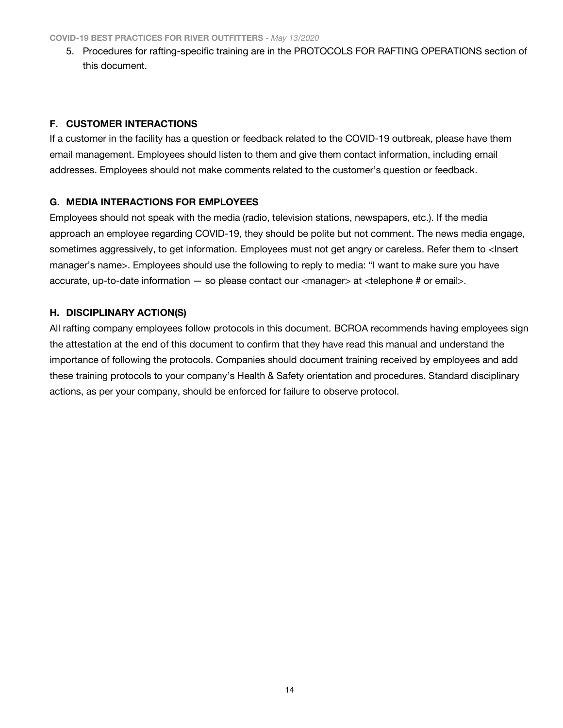5. Procedures for rafting-specific training are in the PROTOCOLS FOR RAFTING OPERATIONS section of this document.

### F. CUSTOMER INTERACTIONS

If a customer in the facility has a question or feedback related to the COVID-19 outbreak, please have them email management. Employees should listen to them and give them contact information, including email addresses. Employees should not make comments related to the customer's question or feedback.

### G. MEDIA INTERACTIONS FOR EMPLOYEES

Employees should not speak with the media (radio, television stations, newspapers, etc.). If the media approach an employee regarding COVID-19, they should be polite but not comment. The news media engage, sometimes aggressively, to get information. Employees must not get angry or careless. Refer them to <Insert manager's name>. Employees should use the following to reply to media: "I want to make sure you have accurate, up-to-date information — so please contact our <manager> at <telephone # or email>.

### H. DISCIPLINARY ACTION(S)

All rafting company employees follow protocols in this document. BCROA recommends having employees sign the attestation at the end of this document to confirm that they have read this manual and understand the importance of following the protocols. Companies should document training received by employees and add these training protocols to your company's Health & Safety orientation and procedures. Standard disciplinary actions, as per your company, should be enforced for failure to observe protocol.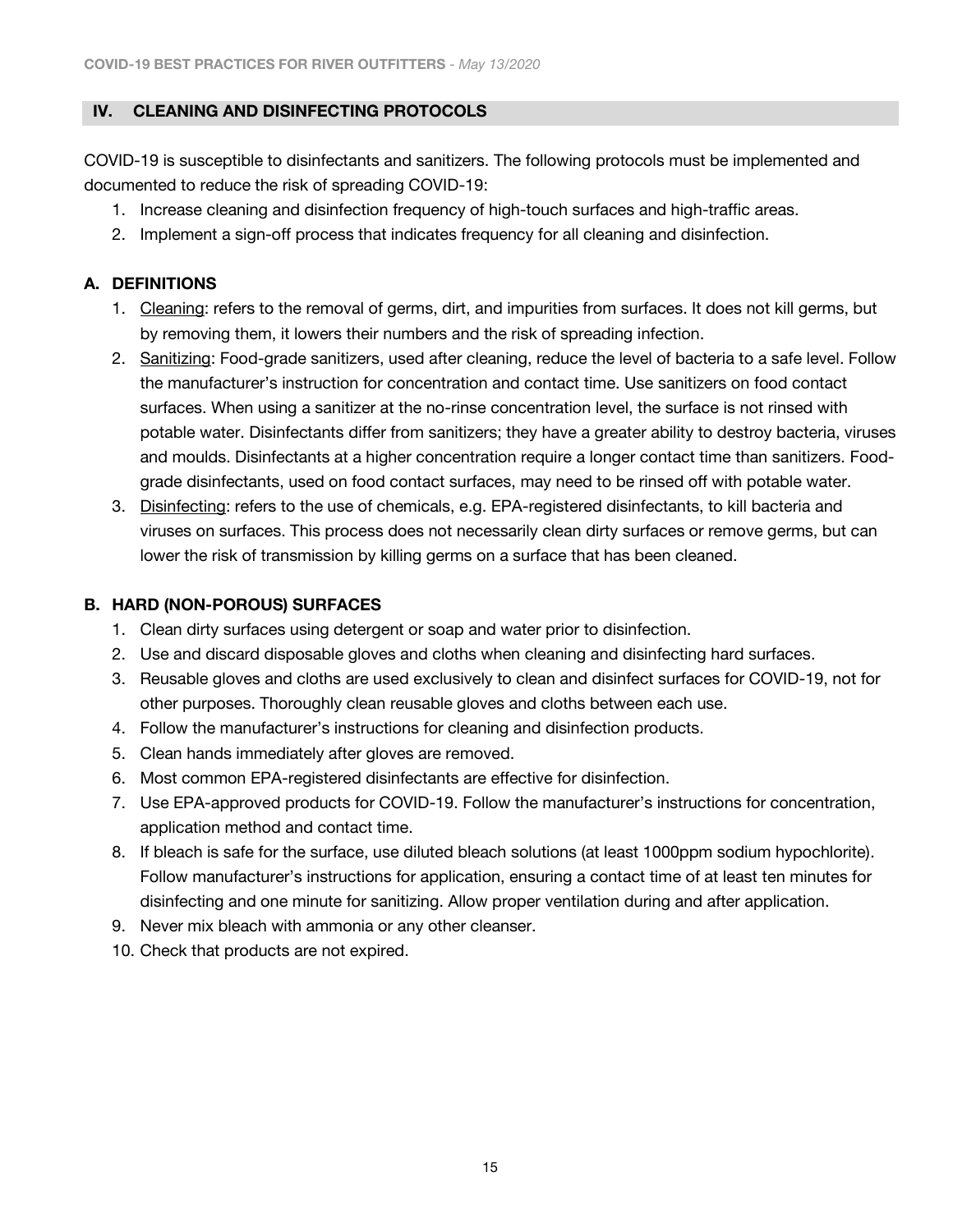## IV. CLEANING AND DISINFECTING PROTOCOLS

COVID-19 is susceptible to disinfectants and sanitizers. The following protocols must be implemented and documented to reduce the risk of spreading COVID-19:

1. Increase cleaning and disinfection frequency of high-touch surfaces and high-traffic areas.
2. Implement a sign-off process that indicates frequency for all cleaning and disinfection.

### A. DEFINITIONS

1. Cleaning: refers to the removal of germs, dirt, and impurities from surfaces. It does not kill germs, but by removing them, it lowers their numbers and the risk of spreading infection.
2. Sanitizing: Food-grade sanitizers, used after cleaning, reduce the level of bacteria to a safe level. Follow the manufacturer's instruction for concentration and contact time. Use sanitizers on food contact surfaces. When using a sanitizer at the no-rinse concentration level, the surface is not rinsed with potable water. Disinfectants differ from sanitizers; they have a greater ability to destroy bacteria, viruses and moulds. Disinfectants at a higher concentration require a longer contact time than sanitizers. Food-grade disinfectants, used on food contact surfaces, may need to be rinsed off with potable water.
3. Disinfecting: refers to the use of chemicals, e.g. EPA-registered disinfectants, to kill bacteria and viruses on surfaces. This process does not necessarily clean dirty surfaces or remove germs, but can lower the risk of transmission by killing germs on a surface that has been cleaned.

### B. HARD (NON-POROUS) SURFACES

1. Clean dirty surfaces using detergent or soap and water prior to disinfection.
2. Use and discard disposable gloves and cloths when cleaning and disinfecting hard surfaces.
3. Reusable gloves and cloths are used exclusively to clean and disinfect surfaces for COVID-19, not for other purposes. Thoroughly clean reusable gloves and cloths between each use.
4. Follow the manufacturer's instructions for cleaning and disinfection products.
5. Clean hands immediately after gloves are removed.
6. Most common EPA-registered disinfectants are effective for disinfection.
7. Use EPA-approved products for COVID-19. Follow the manufacturer's instructions for concentration, application method and contact time.
8. If bleach is safe for the surface, use diluted bleach solutions (at least 1000ppm sodium hypochlorite). Follow manufacturer's instructions for application, ensuring a contact time of at least ten minutes for disinfecting and one minute for sanitizing. Allow proper ventilation during and after application.
9. Never mix bleach with ammonia or any other cleanser.
10. Check that products are not expired.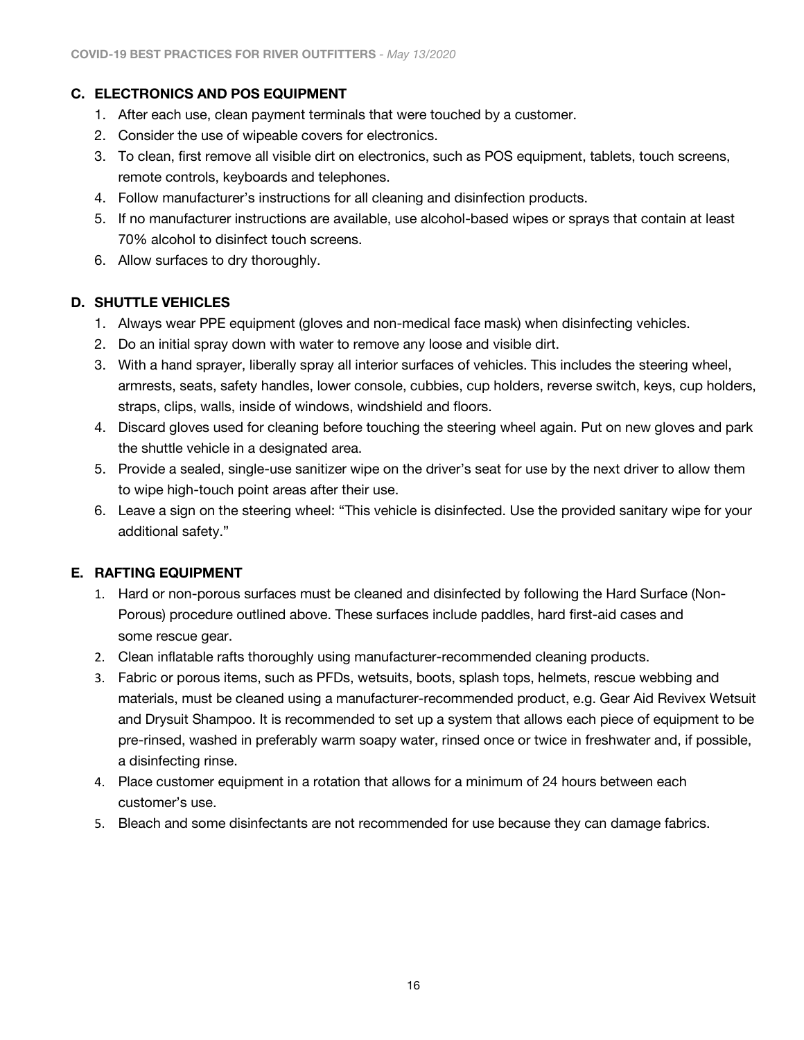### C. ELECTRONICS AND POS EQUIPMENT

1. After each use, clean payment terminals that were touched by a customer.
2. Consider the use of wipeable covers for electronics.
3. To clean, first remove all visible dirt on electronics, such as POS equipment, tablets, touch screens, remote controls, keyboards and telephones.
4. Follow manufacturer's instructions for all cleaning and disinfection products.
5. If no manufacturer instructions are available, use alcohol-based wipes or sprays that contain at least 70% alcohol to disinfect touch screens.
6. Allow surfaces to dry thoroughly.

### D. SHUTTLE VEHICLES

1. Always wear PPE equipment (gloves and non-medical face mask) when disinfecting vehicles.
2. Do an initial spray down with water to remove any loose and visible dirt.
3. With a hand sprayer, liberally spray all interior surfaces of vehicles. This includes the steering wheel, armrests, seats, safety handles, lower console, cubbies, cup holders, reverse switch, keys, cup holders, straps, clips, walls, inside of windows, windshield and floors.
4. Discard gloves used for cleaning before touching the steering wheel again. Put on new gloves and park the shuttle vehicle in a designated area.
5. Provide a sealed, single-use sanitizer wipe on the driver's seat for use by the next driver to allow them to wipe high-touch point areas after their use.
6. Leave a sign on the steering wheel: "This vehicle is disinfected. Use the provided sanitary wipe for your additional safety."

### E. RAFTING EQUIPMENT

1. Hard or non-porous surfaces must be cleaned and disinfected by following the Hard Surface (Non-Porous) procedure outlined above. These surfaces include paddles, hard first-aid cases and some rescue gear.
2. Clean inflatable rafts thoroughly using manufacturer-recommended cleaning products.
3. Fabric or porous items, such as PFDs, wetsuits, boots, splash tops, helmets, rescue webbing and materials, must be cleaned using a manufacturer-recommended product, e.g. Gear Aid Revivex Wetsuit and Drysuit Shampoo. It is recommended to set up a system that allows each piece of equipment to be pre-rinsed, washed in preferably warm soapy water, rinsed once or twice in freshwater and, if possible, a disinfecting rinse.
4. Place customer equipment in a rotation that allows for a minimum of 24 hours between each customer's use.
5. Bleach and some disinfectants are not recommended for use because they can damage fabrics.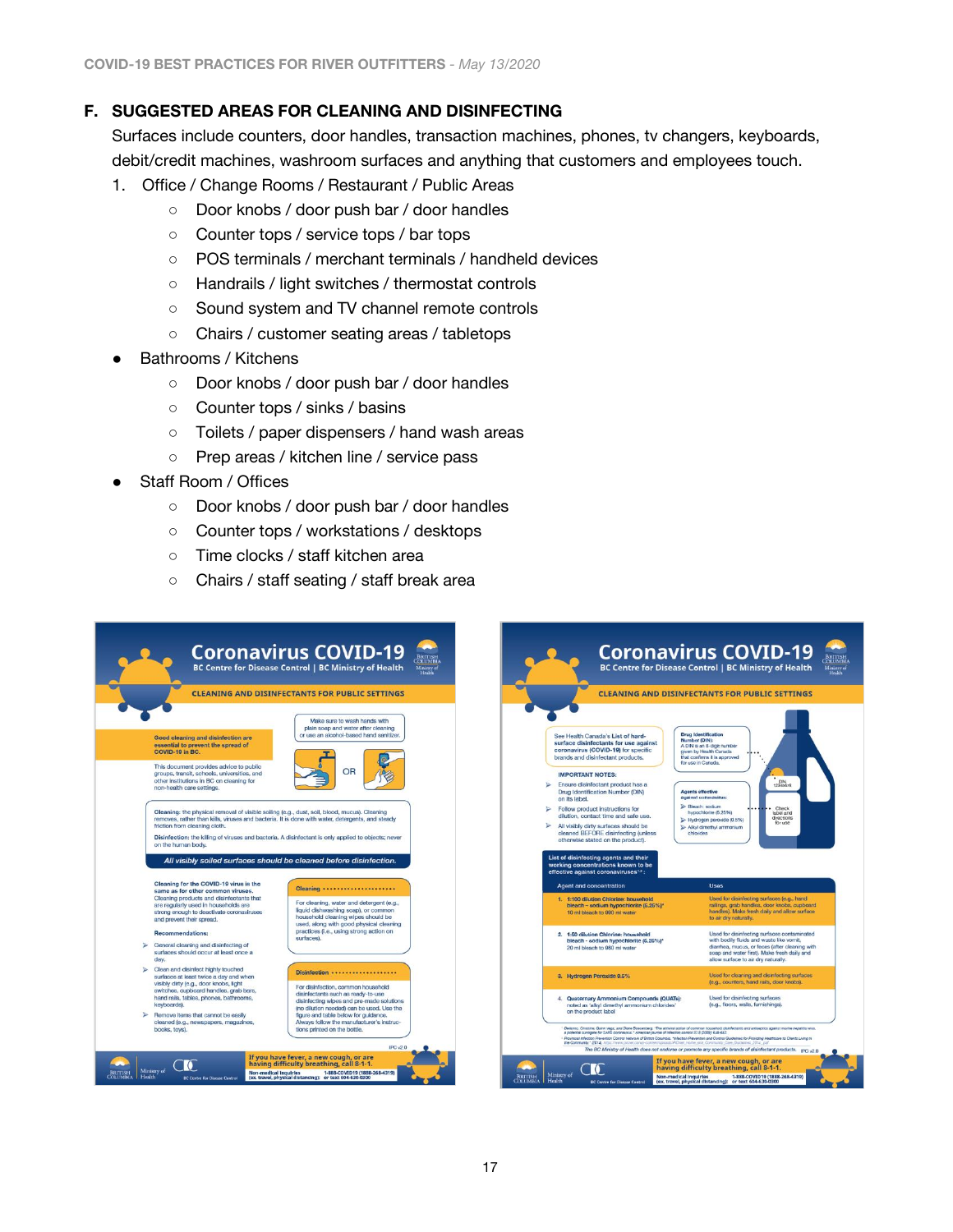## F. SUGGESTED AREAS FOR CLEANING AND DISINFECTING

Surfaces include counters, door handles, transaction machines, phones, tv changers, keyboards, debit/credit machines, washroom surfaces and anything that customers and employees touch.

1. Office / Change Rooms / Restaurant / Public Areas
   - Door knobs / door push bar / door handles
   - Counter tops / service tops / bar tops
   - POS terminals / merchant terminals / handheld devices
   - Handrails / light switches / thermostat controls
   - Sound system and TV channel remote controls
   - Chairs / customer seating areas / tabletops

- Bathrooms / Kitchens
  - Door knobs / door push bar / door handles
  - Counter tops / sinks / basins
  - Toilets / paper dispensers / hand wash areas
  - Prep areas / kitchen line / service pass
- Staff Room / Offices
  - Door knobs / door push bar / door handles
  - Counter tops / workstations / desktops
  - Time clocks / staff kitchen area
  - Chairs / staff seating / staff break area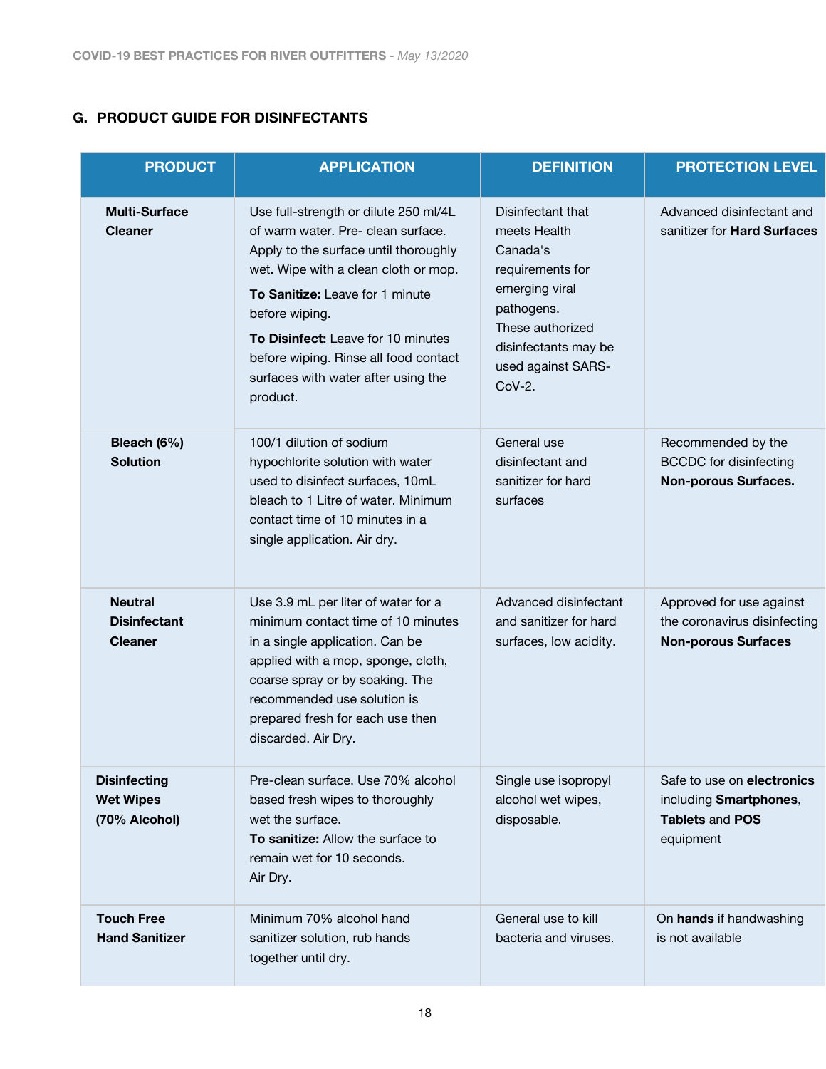## G. PRODUCT GUIDE FOR DISINFECTANTS

| PRODUCT | APPLICATION | DEFINITION | PROTECTION LEVEL |
|---|---|---|---|
| **Multi-Surface Cleaner** | Use full-strength or dilute 250 ml/4L of warm water. Pre- clean surface. Apply to the surface until thoroughly wet. Wipe with a clean cloth or mop.<br>**To Sanitize:** Leave for 1 minute before wiping.<br>**To Disinfect:** Leave for 10 minutes before wiping. Rinse all food contact surfaces with water after using the product. | Disinfectant that meets Health Canada's requirements for emerging viral pathogens. These authorized disinfectants may be used against SARS-CoV-2. | Advanced disinfectant and sanitizer for **Hard Surfaces** |
| **Bleach (6%) Solution** | 100/1 dilution of sodium hypochlorite solution with water used to disinfect surfaces, 10mL bleach to 1 Litre of water. Minimum contact time of 10 minutes in a single application. Air dry. | General use disinfectant and sanitizer for hard surfaces | Recommended by the BCCDC for disinfecting **Non-porous Surfaces.** |
| **Neutral Disinfectant Cleaner** | Use 3.9 mL per liter of water for a minimum contact time of 10 minutes in a single application. Can be applied with a mop, sponge, cloth, coarse spray or by soaking. The recommended use solution is prepared fresh for each use then discarded. Air Dry. | Advanced disinfectant and sanitizer for hard surfaces, low acidity. | Approved for use against the coronavirus disinfecting **Non-porous Surfaces** |
| **Disinfecting Wet Wipes (70% Alcohol)** | Pre-clean surface. Use 70% alcohol based fresh wipes to thoroughly wet the surface.<br>**To sanitize:** Allow the surface to remain wet for 10 seconds.<br>Air Dry. | Single use isopropyl alcohol wet wipes, disposable. | Safe to use on **electronics** including **Smartphones**, **Tablets** and **POS** equipment |
| **Touch Free Hand Sanitizer** | Minimum 70% alcohol hand sanitizer solution, rub hands together until dry. | General use to kill bacteria and viruses. | On **hands** if handwashing is not available |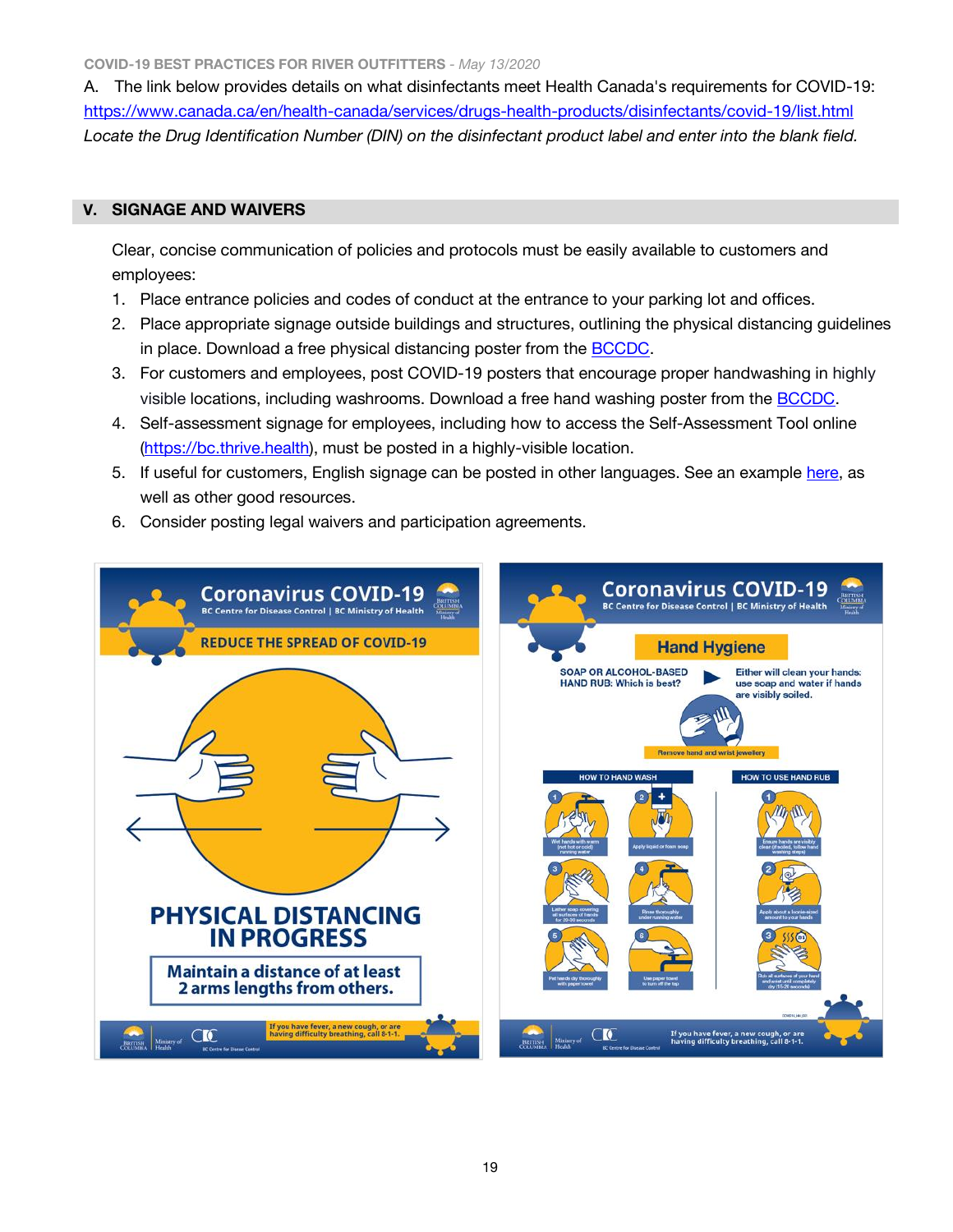A. The link below provides details on what disinfectants meet Health Canada's requirements for COVID-19: https://www.canada.ca/en/health-canada/services/drugs-health-products/disinfectants/covid-19/list.html
*Locate the Drug Identification Number (DIN) on the disinfectant product label and enter into the blank field.*

## V. SIGNAGE AND WAIVERS

Clear, concise communication of policies and protocols must be easily available to customers and employees:

1. Place entrance policies and codes of conduct at the entrance to your parking lot and offices.
2. Place appropriate signage outside buildings and structures, outlining the physical distancing guidelines in place. Download a free physical distancing poster from the BCCDC.
3. For customers and employees, post COVID-19 posters that encourage proper handwashing in highly visible locations, including washrooms. Download a free hand washing poster from the BCCDC.
4. Self-assessment signage for employees, including how to access the Self-Assessment Tool online (https://bc.thrive.health), must be posted in a highly-visible location.
5. If useful for customers, English signage can be posted in other languages. See an example here, as well as other good resources.
6. Consider posting legal waivers and participation agreements.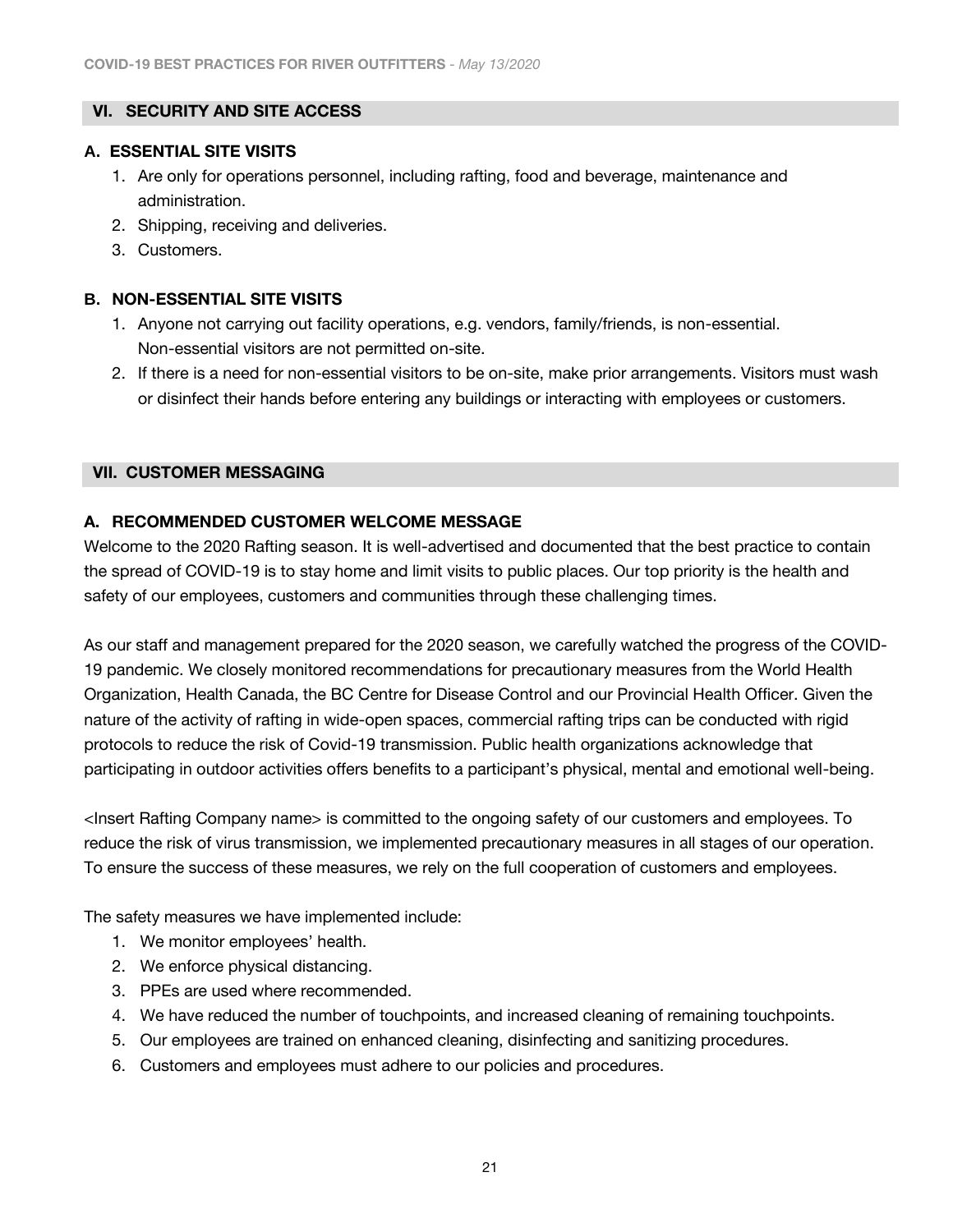## VI. SECURITY AND SITE ACCESS

### A. ESSENTIAL SITE VISITS

1. Are only for operations personnel, including rafting, food and beverage, maintenance and administration.
2. Shipping, receiving and deliveries.
3. Customers.

### B. NON-ESSENTIAL SITE VISITS

1. Anyone not carrying out facility operations, e.g. vendors, family/friends, is non-essential. Non-essential visitors are not permitted on-site.
2. If there is a need for non-essential visitors to be on-site, make prior arrangements. Visitors must wash or disinfect their hands before entering any buildings or interacting with employees or customers.

## VII. CUSTOMER MESSAGING

### A. RECOMMENDED CUSTOMER WELCOME MESSAGE

Welcome to the 2020 Rafting season. It is well-advertised and documented that the best practice to contain the spread of COVID-19 is to stay home and limit visits to public places. Our top priority is the health and safety of our employees, customers and communities through these challenging times.

As our staff and management prepared for the 2020 season, we carefully watched the progress of the COVID-19 pandemic. We closely monitored recommendations for precautionary measures from the World Health Organization, Health Canada, the BC Centre for Disease Control and our Provincial Health Officer. Given the nature of the activity of rafting in wide-open spaces, commercial rafting trips can be conducted with rigid protocols to reduce the risk of Covid-19 transmission. Public health organizations acknowledge that participating in outdoor activities offers benefits to a participant's physical, mental and emotional well-being.

<Insert Rafting Company name> is committed to the ongoing safety of our customers and employees. To reduce the risk of virus transmission, we implemented precautionary measures in all stages of our operation. To ensure the success of these measures, we rely on the full cooperation of customers and employees.

The safety measures we have implemented include:

1. We monitor employees' health.
2. We enforce physical distancing.
3. PPEs are used where recommended.
4. We have reduced the number of touchpoints, and increased cleaning of remaining touchpoints.
5. Our employees are trained on enhanced cleaning, disinfecting and sanitizing procedures.
6. Customers and employees must adhere to our policies and procedures.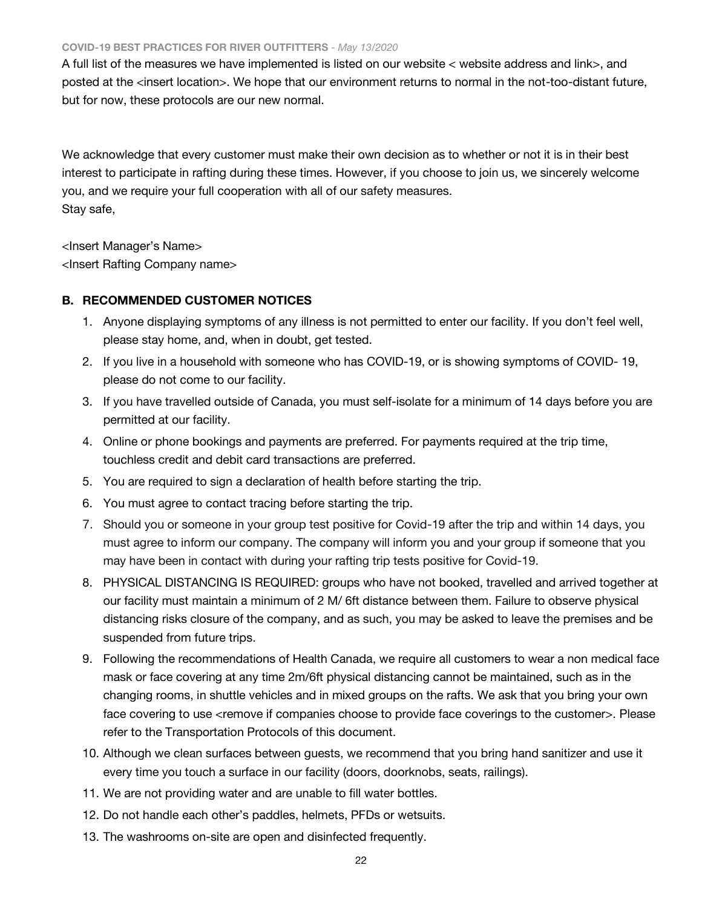A full list of the measures we have implemented is listed on our website < website address and link>, and posted at the <insert location>. We hope that our environment returns to normal in the not-too-distant future, but for now, these protocols are our new normal.

We acknowledge that every customer must make their own decision as to whether or not it is in their best interest to participate in rafting during these times. However, if you choose to join us, we sincerely welcome you, and we require your full cooperation with all of our safety measures.
Stay safe,

<Insert Manager's Name>
<Insert Rafting Company name>

### B. RECOMMENDED CUSTOMER NOTICES

1. Anyone displaying symptoms of any illness is not permitted to enter our facility. If you don't feel well, please stay home, and, when in doubt, get tested.
2. If you live in a household with someone who has COVID-19, or is showing symptoms of COVID- 19, please do not come to our facility.
3. If you have travelled outside of Canada, you must self-isolate for a minimum of 14 days before you are permitted at our facility.
4. Online or phone bookings and payments are preferred. For payments required at the trip time, touchless credit and debit card transactions are preferred.
5. You are required to sign a declaration of health before starting the trip.
6. You must agree to contact tracing before starting the trip.
7. Should you or someone in your group test positive for Covid-19 after the trip and within 14 days, you must agree to inform our company. The company will inform you and your group if someone that you may have been in contact with during your rafting trip tests positive for Covid-19.
8. PHYSICAL DISTANCING IS REQUIRED: groups who have not booked, travelled and arrived together at our facility must maintain a minimum of 2 M/ 6ft distance between them. Failure to observe physical distancing risks closure of the company, and as such, you may be asked to leave the premises and be suspended from future trips.
9. Following the recommendations of Health Canada, we require all customers to wear a non medical face mask or face covering at any time 2m/6ft physical distancing cannot be maintained, such as in the changing rooms, in shuttle vehicles and in mixed groups on the rafts. We ask that you bring your own face covering to use <remove if companies choose to provide face coverings to the customer>. Please refer to the Transportation Protocols of this document.
10. Although we clean surfaces between guests, we recommend that you bring hand sanitizer and use it every time you touch a surface in our facility (doors, doorknobs, seats, railings).
11. We are not providing water and are unable to fill water bottles.
12. Do not handle each other's paddles, helmets, PFDs or wetsuits.
13. The washrooms on-site are open and disinfected frequently.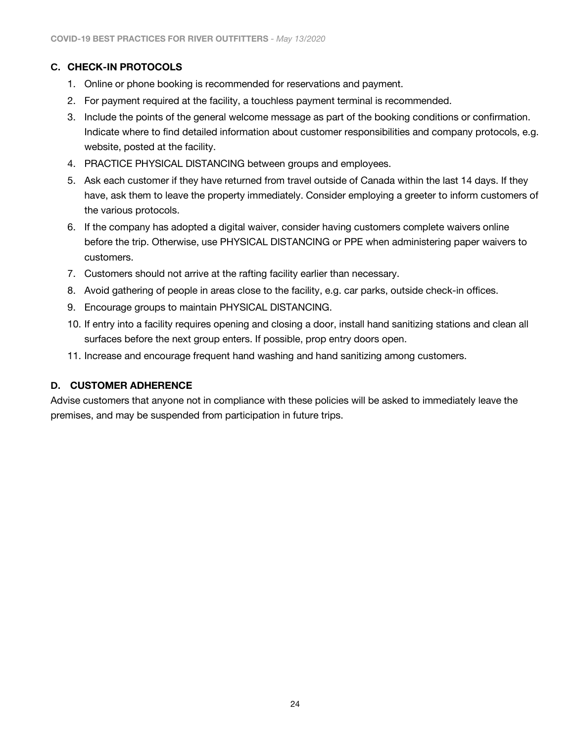### C. CHECK-IN PROTOCOLS

1. Online or phone booking is recommended for reservations and payment.
2. For payment required at the facility, a touchless payment terminal is recommended.
3. Include the points of the general welcome message as part of the booking conditions or confirmation. Indicate where to find detailed information about customer responsibilities and company protocols, e.g. website, posted at the facility.
4. PRACTICE PHYSICAL DISTANCING between groups and employees.
5. Ask each customer if they have returned from travel outside of Canada within the last 14 days. If they have, ask them to leave the property immediately. Consider employing a greeter to inform customers of the various protocols.
6. If the company has adopted a digital waiver, consider having customers complete waivers online before the trip. Otherwise, use PHYSICAL DISTANCING or PPE when administering paper waivers to customers.
7. Customers should not arrive at the rafting facility earlier than necessary.
8. Avoid gathering of people in areas close to the facility, e.g. car parks, outside check-in offices.
9. Encourage groups to maintain PHYSICAL DISTANCING.
10. If entry into a facility requires opening and closing a door, install hand sanitizing stations and clean all surfaces before the next group enters. If possible, prop entry doors open.
11. Increase and encourage frequent hand washing and hand sanitizing among customers.

### D. CUSTOMER ADHERENCE

Advise customers that anyone not in compliance with these policies will be asked to immediately leave the premises, and may be suspended from participation in future trips.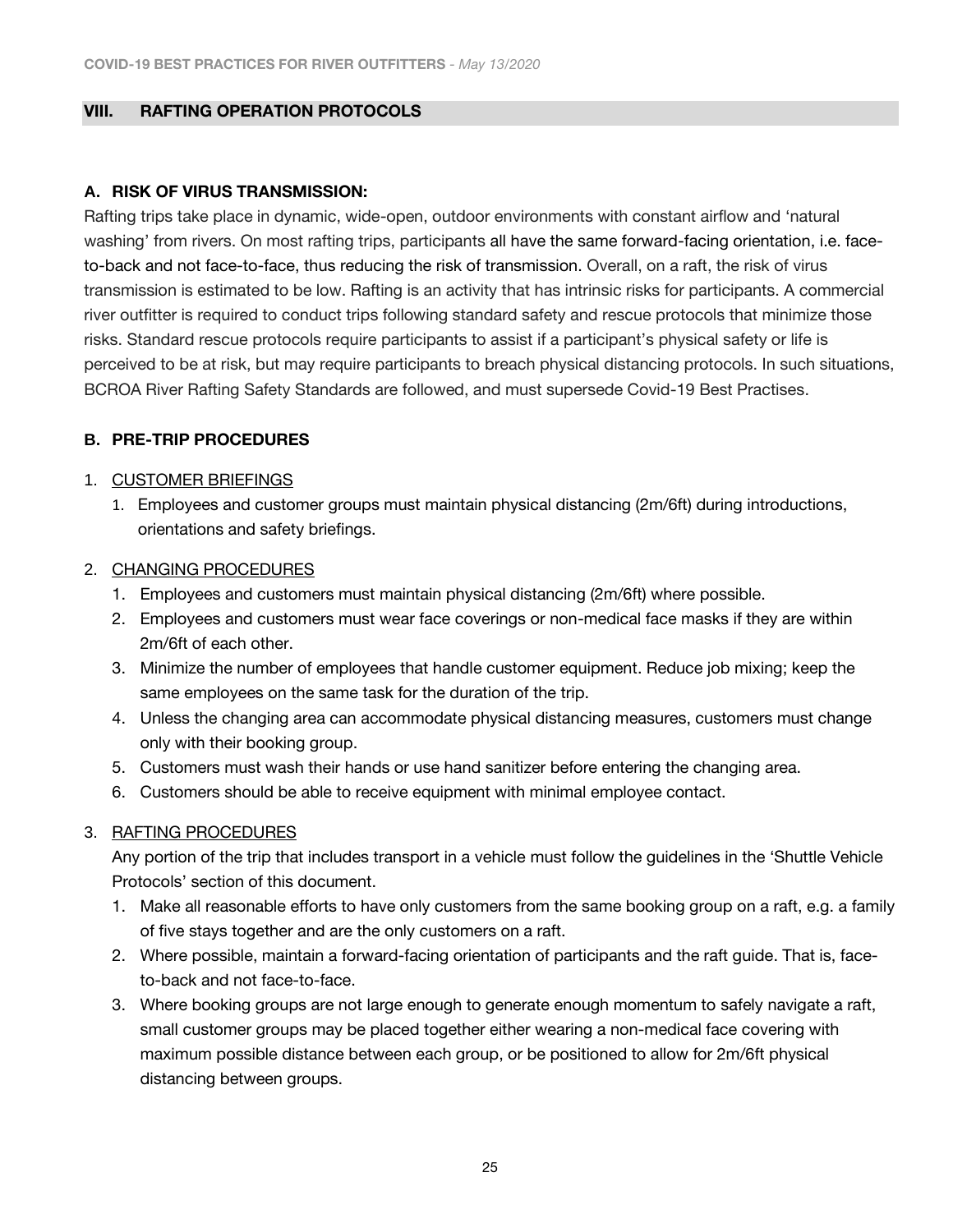## VIII. RAFTING OPERATION PROTOCOLS

### A. RISK OF VIRUS TRANSMISSION:

Rafting trips take place in dynamic, wide-open, outdoor environments with constant airflow and 'natural washing' from rivers. On most rafting trips, participants all have the same forward-facing orientation, i.e. face-to-back and not face-to-face, thus reducing the risk of transmission. Overall, on a raft, the risk of virus transmission is estimated to be low. Rafting is an activity that has intrinsic risks for participants. A commercial river outfitter is required to conduct trips following standard safety and rescue protocols that minimize those risks. Standard rescue protocols require participants to assist if a participant's physical safety or life is perceived to be at risk, but may require participants to breach physical distancing protocols. In such situations, BCROA River Rafting Safety Standards are followed, and must supersede Covid-19 Best Practises.

### B. PRE-TRIP PROCEDURES

1. <u>CUSTOMER BRIEFINGS</u>
    1. Employees and customer groups must maintain physical distancing (2m/6ft) during introductions, orientations and safety briefings.

2. <u>CHANGING PROCEDURES</u>
    1. Employees and customers must maintain physical distancing (2m/6ft) where possible.
    2. Employees and customers must wear face coverings or non-medical face masks if they are within 2m/6ft of each other.
    3. Minimize the number of employees that handle customer equipment. Reduce job mixing; keep the same employees on the same task for the duration of the trip.
    4. Unless the changing area can accommodate physical distancing measures, customers must change only with their booking group.
    5. Customers must wash their hands or use hand sanitizer before entering the changing area.
    6. Customers should be able to receive equipment with minimal employee contact.

3. <u>RAFTING PROCEDURES</u>

    Any portion of the trip that includes transport in a vehicle must follow the guidelines in the 'Shuttle Vehicle Protocols' section of this document.

    1. Make all reasonable efforts to have only customers from the same booking group on a raft, e.g. a family of five stays together and are the only customers on a raft.
    2. Where possible, maintain a forward-facing orientation of participants and the raft guide. That is, face-to-back and not face-to-face.
    3. Where booking groups are not large enough to generate enough momentum to safely navigate a raft, small customer groups may be placed together either wearing a non-medical face covering with maximum possible distance between each group, or be positioned to allow for 2m/6ft physical distancing between groups.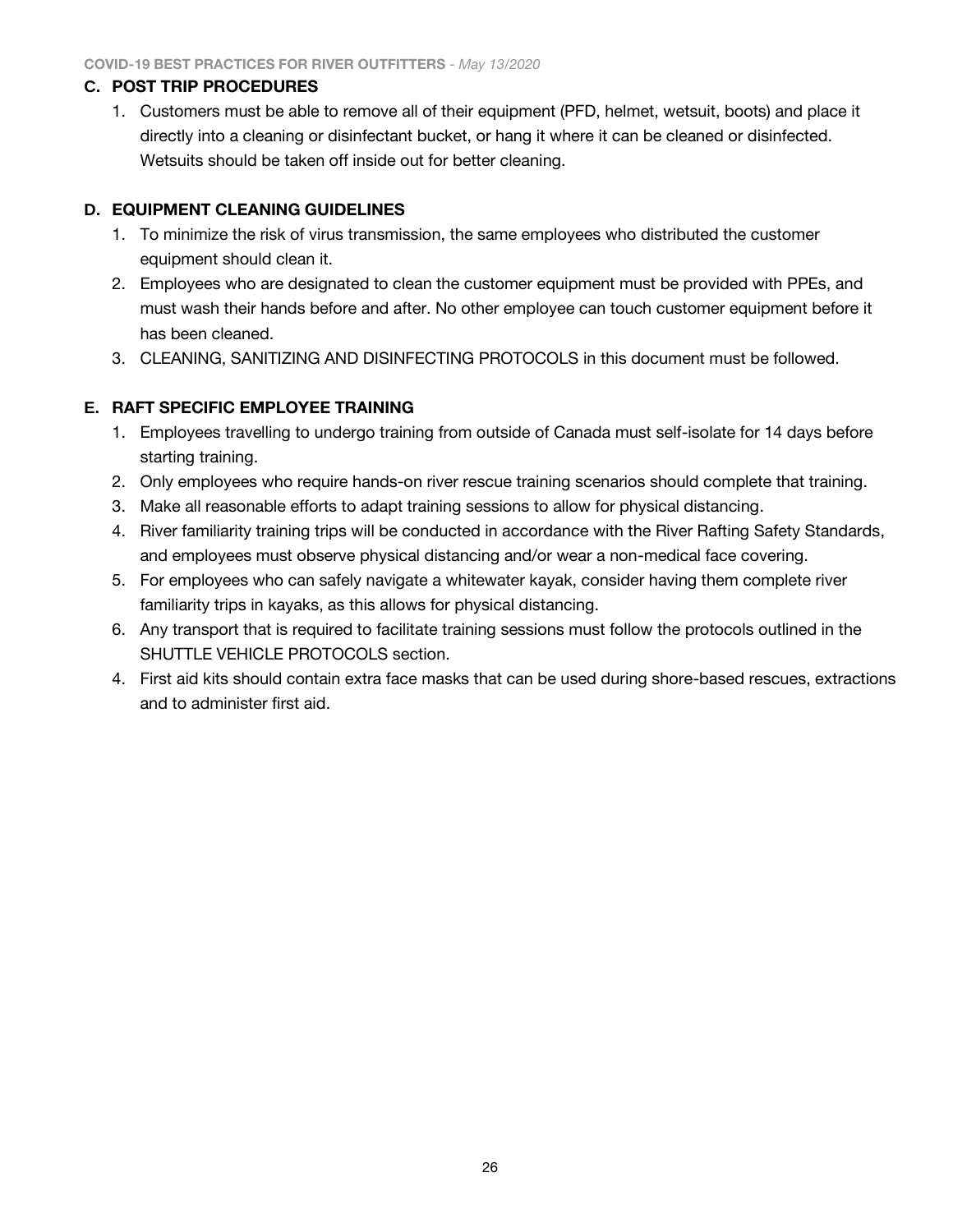## C. POST TRIP PROCEDURES

1. Customers must be able to remove all of their equipment (PFD, helmet, wetsuit, boots) and place it directly into a cleaning or disinfectant bucket, or hang it where it can be cleaned or disinfected. Wetsuits should be taken off inside out for better cleaning.

## D. EQUIPMENT CLEANING GUIDELINES

1. To minimize the risk of virus transmission, the same employees who distributed the customer equipment should clean it.
2. Employees who are designated to clean the customer equipment must be provided with PPEs, and must wash their hands before and after. No other employee can touch customer equipment before it has been cleaned.
3. CLEANING, SANITIZING AND DISINFECTING PROTOCOLS in this document must be followed.

## E. RAFT SPECIFIC EMPLOYEE TRAINING

1. Employees travelling to undergo training from outside of Canada must self-isolate for 14 days before starting training.
2. Only employees who require hands-on river rescue training scenarios should complete that training.
3. Make all reasonable efforts to adapt training sessions to allow for physical distancing.
4. River familiarity training trips will be conducted in accordance with the River Rafting Safety Standards, and employees must observe physical distancing and/or wear a non-medical face covering.
5. For employees who can safely navigate a whitewater kayak, consider having them complete river familiarity trips in kayaks, as this allows for physical distancing.
6. Any transport that is required to facilitate training sessions must follow the protocols outlined in the SHUTTLE VEHICLE PROTOCOLS section.

4. First aid kits should contain extra face masks that can be used during shore-based rescues, extractions and to administer first aid.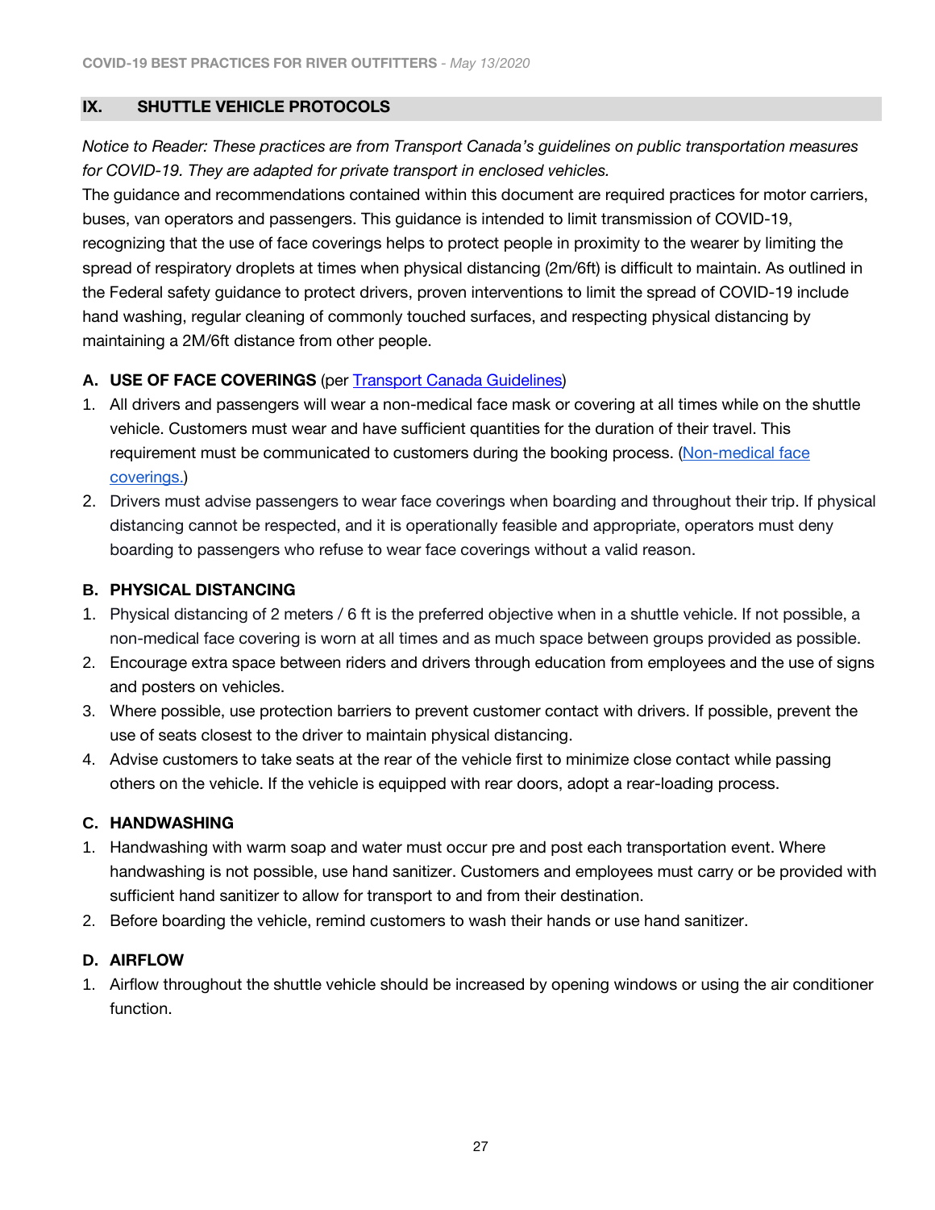## IX. SHUTTLE VEHICLE PROTOCOLS

*Notice to Reader: These practices are from Transport Canada's guidelines on public transportation measures for COVID-19. They are adapted for private transport in enclosed vehicles.*

The guidance and recommendations contained within this document are required practices for motor carriers, buses, van operators and passengers. This guidance is intended to limit transmission of COVID-19, recognizing that the use of face coverings helps to protect people in proximity to the wearer by limiting the spread of respiratory droplets at times when physical distancing (2m/6ft) is difficult to maintain. As outlined in the Federal safety guidance to protect drivers, proven interventions to limit the spread of COVID-19 include hand washing, regular cleaning of commonly touched surfaces, and respecting physical distancing by maintaining a 2M/6ft distance from other people.

### A. USE OF FACE COVERINGS (per Transport Canada Guidelines)

1. All drivers and passengers will wear a non-medical face mask or covering at all times while on the shuttle vehicle. Customers must wear and have sufficient quantities for the duration of their travel. This requirement must be communicated to customers during the booking process. (Non-medical face coverings.)
2. Drivers must advise passengers to wear face coverings when boarding and throughout their trip. If physical distancing cannot be respected, and it is operationally feasible and appropriate, operators must deny boarding to passengers who refuse to wear face coverings without a valid reason.

### B. PHYSICAL DISTANCING

1. Physical distancing of 2 meters / 6 ft is the preferred objective when in a shuttle vehicle. If not possible, a non-medical face covering is worn at all times and as much space between groups provided as possible.
2. Encourage extra space between riders and drivers through education from employees and the use of signs and posters on vehicles.
3. Where possible, use protection barriers to prevent customer contact with drivers. If possible, prevent the use of seats closest to the driver to maintain physical distancing.
4. Advise customers to take seats at the rear of the vehicle first to minimize close contact while passing others on the vehicle. If the vehicle is equipped with rear doors, adopt a rear-loading process.

### C. HANDWASHING

1. Handwashing with warm soap and water must occur pre and post each transportation event. Where handwashing is not possible, use hand sanitizer. Customers and employees must carry or be provided with sufficient hand sanitizer to allow for transport to and from their destination.
2. Before boarding the vehicle, remind customers to wash their hands or use hand sanitizer.

### D. AIRFLOW

1. Airflow throughout the shuttle vehicle should be increased by opening windows or using the air conditioner function.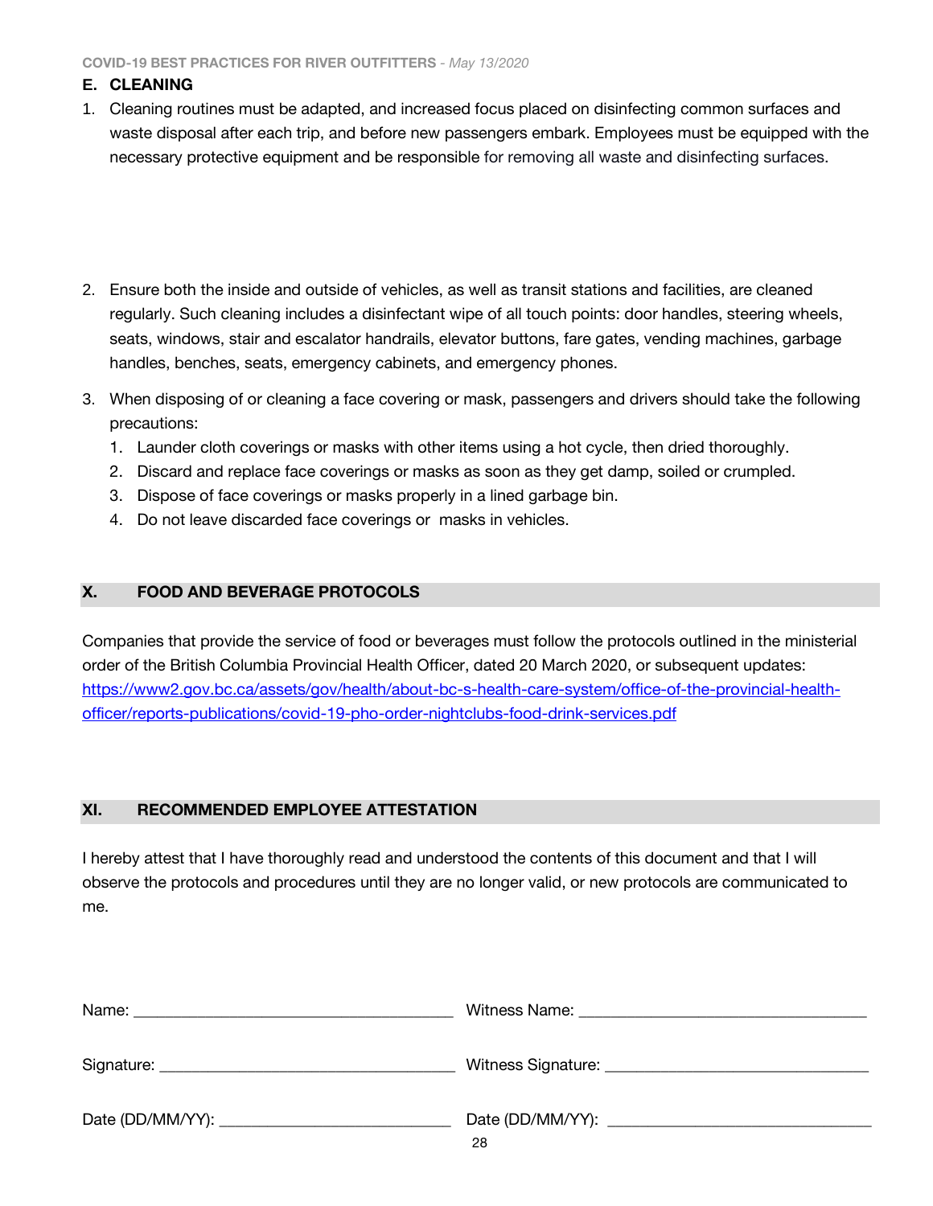### E. CLEANING

1. Cleaning routines must be adapted, and increased focus placed on disinfecting common surfaces and waste disposal after each trip, and before new passengers embark. Employees must be equipped with the necessary protective equipment and be responsible for removing all waste and disinfecting surfaces.

2. Ensure both the inside and outside of vehicles, as well as transit stations and facilities, are cleaned regularly. Such cleaning includes a disinfectant wipe of all touch points: door handles, steering wheels, seats, windows, stair and escalator handrails, elevator buttons, fare gates, vending machines, garbage handles, benches, seats, emergency cabinets, and emergency phones.

3. When disposing of or cleaning a face covering or mask, passengers and drivers should take the following precautions:
   1. Launder cloth coverings or masks with other items using a hot cycle, then dried thoroughly.
   2. Discard and replace face coverings or masks as soon as they get damp, soiled or crumpled.
   3. Dispose of face coverings or masks properly in a lined garbage bin.
   4. Do not leave discarded face coverings or masks in vehicles.

## X. FOOD AND BEVERAGE PROTOCOLS

Companies that provide the service of food or beverages must follow the protocols outlined in the ministerial order of the British Columbia Provincial Health Officer, dated 20 March 2020, or subsequent updates: https://www2.gov.bc.ca/assets/gov/health/about-bc-s-health-care-system/office-of-the-provincial-health-officer/reports-publications/covid-19-pho-order-nightclubs-food-drink-services.pdf

## XI. RECOMMENDED EMPLOYEE ATTESTATION

I hereby attest that I have thoroughly read and understood the contents of this document and that I will observe the protocols and procedures until they are no longer valid, or new protocols are communicated to me.

Name: ______________________________ Witness Name: ______________________________

Signature: ______________________________ Witness Signature: ______________________________

Date (DD/MM/YY): ______________________________ Date (DD/MM/YY): ______________________________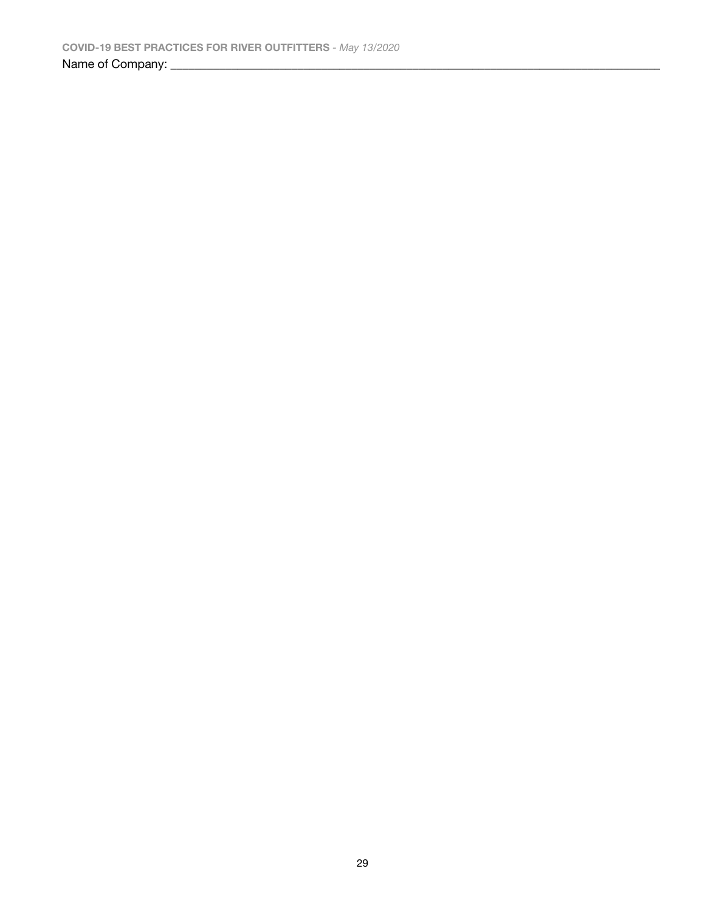Name of Company: ______________________________________________________________________________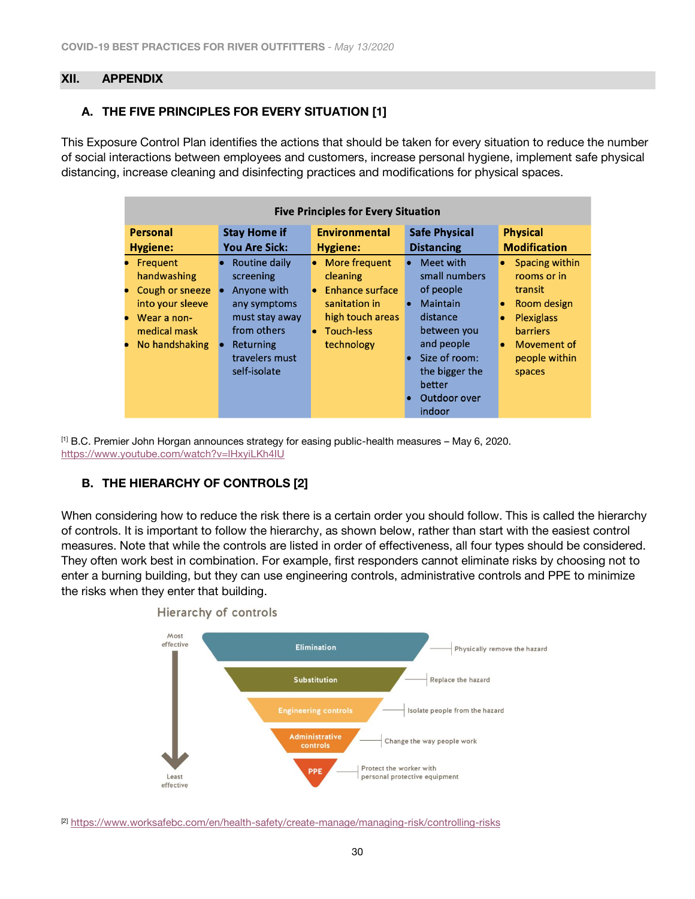## XII. APPENDIX

### A. THE FIVE PRINCIPLES FOR EVERY SITUATION [1]

This Exposure Control Plan identifies the actions that should be taken for every situation to reduce the number of social interactions between employees and customers, increase personal hygiene, implement safe physical distancing, increase cleaning and disinfecting practices and modifications for physical spaces.

| Five Principles for Every Situation | | | | |
|---|---|---|---|---|
| **Personal Hygiene:** | **Stay Home if You Are Sick:** | **Environmental Hygiene:** | **Safe Physical Distancing** | **Physical Modification** |
| • Frequent handwashing<br>• Cough or sneeze into your sleeve<br>• Wear a non-medical mask<br>• No handshaking | • Routine daily screening<br>• Anyone with any symptoms must stay away from others<br>• Returning travelers must self-isolate | • More frequent cleaning<br>• Enhance surface sanitation in high touch areas<br>• Touch-less technology | • Meet with small numbers of people<br>• Maintain distance between you and people<br>• Size of room: the bigger the better<br>• Outdoor over indoor | • Spacing within rooms or in transit<br>• Room design<br>• Plexiglass barriers<br>• Movement of people within spaces |

[1] B.C. Premier John Horgan announces strategy for easing public-health measures – May 6, 2020. https://www.youtube.com/watch?v=lHxyiLKh4IU

### B. THE HIERARCHY OF CONTROLS [2]

When considering how to reduce the risk there is a certain order you should follow. This is called the hierarchy of controls. It is important to follow the hierarchy, as shown below, rather than start with the easiest control measures. Note that while the controls are listed in order of effectiveness, all four types should be considered. They often work best in combination. For example, first responders cannot eliminate risks by choosing not to enter a burning building, but they can use engineering controls, administrative controls and PPE to minimize the risks when they enter that building.

**Hierarchy of controls**

| Effectiveness | Control | Description |
|---|---|---|
| Most effective | Elimination | Physically remove the hazard |
| | Substitution | Replace the hazard |
| | Engineering controls | Isolate people from the hazard |
| | Administrative controls | Change the way people work |
| Least effective | PPE | Protect the worker with personal protective equipment |

[2] https://www.worksafebc.com/en/health-safety/create-manage/managing-risk/controlling-risks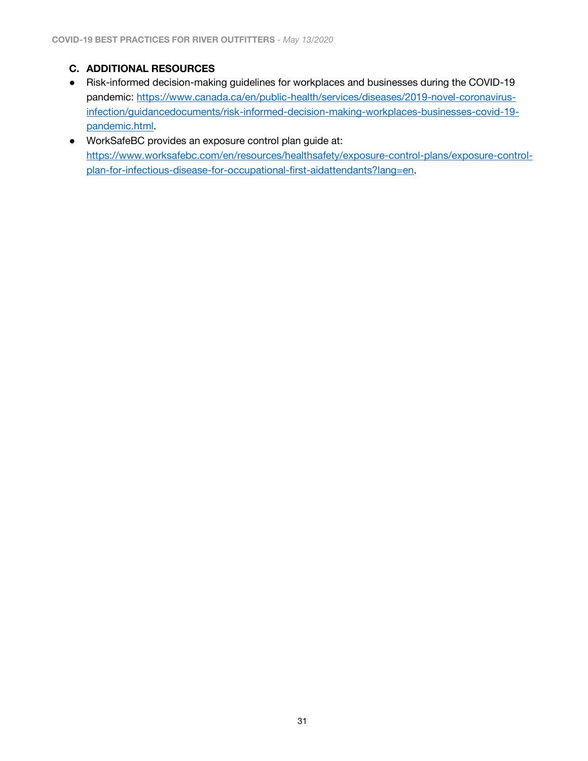## C. ADDITIONAL RESOURCES

- Risk-informed decision-making guidelines for workplaces and businesses during the COVID-19 pandemic: https://www.canada.ca/en/public-health/services/diseases/2019-novel-coronavirus-infection/guidancedocuments/risk-informed-decision-making-workplaces-businesses-covid-19-pandemic.html.
- WorkSafeBC provides an exposure control plan guide at: https://www.worksafebc.com/en/resources/healthsafety/exposure-control-plans/exposure-control-plan-for-infectious-disease-for-occupational-first-aidattendants?lang=en.